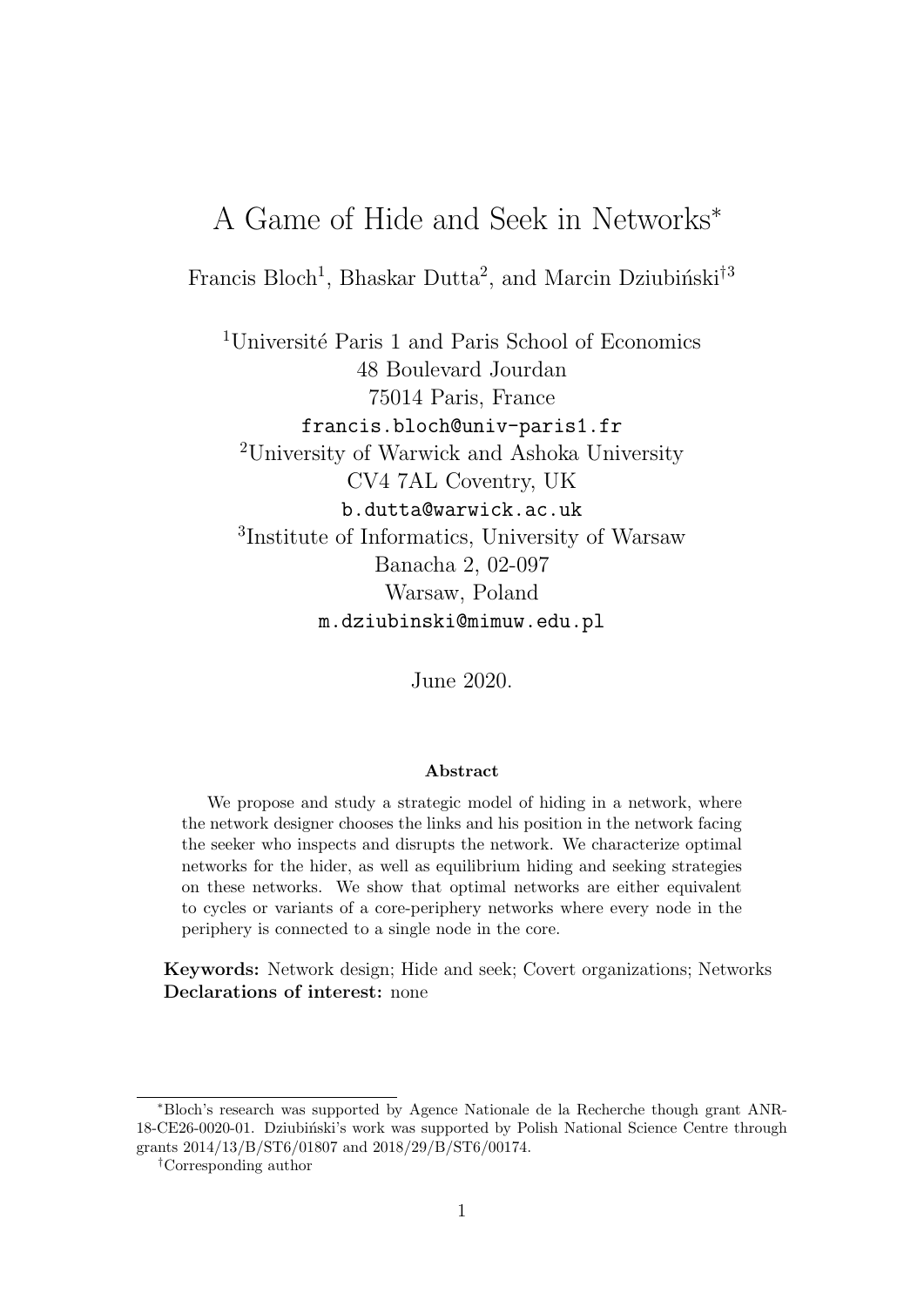# A Game of Hide and Seek in Networks*

Francis Bloch[1], Bhaskar Dutta[2], and Marcin Dziubiński[†3]

[1]Université Paris 1 and Paris School of Economics
48 Boulevard Jourdan
75014 Paris, France
francis.bloch@univ-paris1.fr

[2]University of Warwick and Ashoka University
CV4 7AL Coventry, UK
b.dutta@warwick.ac.uk

[3]Institute of Informatics, University of Warsaw
Banacha 2, 02-097
Warsaw, Poland
m.dziubinski@mimuw.edu.pl

June 2020.

#### Abstract

We propose and study a strategic model of hiding in a network, where the network designer chooses the links and his position in the network facing the seeker who inspects and disrupts the network. We characterize optimal networks for the hider, as well as equilibrium hiding and seeking strategies on these networks. We show that optimal networks are either equivalent to cycles or variants of a core-periphery networks where every node in the periphery is connected to a single node in the core.

**Keywords:** Network design; Hide and seek; Covert organizations; Networks
**Declarations of interest:** none

---

*Bloch's research was supported by Agence Nationale de la Recherche though grant ANR-18-CE26-0020-01. Dziubiński's work was supported by Polish National Science Centre through grants 2014/13/B/ST6/01807 and 2018/29/B/ST6/00174.

†Corresponding author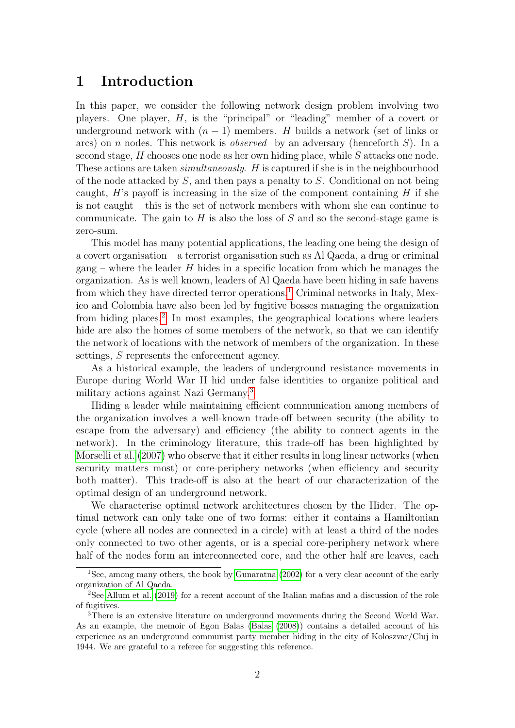# 1 Introduction

In this paper, we consider the following network design problem involving two players. One player, $H$, is the "principal" or "leading" member of a covert or underground network with $(n-1)$ members. $H$ builds a network (set of links or arcs) on $n$ nodes. This network is *observed* by an adversary (henceforth $S$). In a second stage, $H$ chooses one node as her own hiding place, while $S$ attacks one node. These actions are taken *simultaneously*. $H$ is captured if she is in the neighbourhood of the node attacked by $S$, and then pays a penalty to $S$. Conditional on not being caught, $H$'s payoff is increasing in the size of the component containing $H$ if she is not caught – this is the set of network members with whom she can continue to communicate. The gain to $H$ is also the loss of $S$ and so the second-stage game is zero-sum.

This model has many potential applications, the leading one being the design of a covert organisation – a terrorist organisation such as Al Qaeda, a drug or criminal gang – where the leader $H$ hides in a specific location from which he manages the organization. As is well known, leaders of Al Qaeda have been hiding in safe havens from which they have directed terror operations.[1] Criminal networks in Italy, Mexico and Colombia have also been led by fugitive bosses managing the organization from hiding places.[2] In most examples, the geographical locations where leaders hide are also the homes of some members of the network, so that we can identify the network of locations with the network of members of the organization. In these settings, $S$ represents the enforcement agency.

As a historical example, the leaders of underground resistance movements in Europe during World War II hid under false identities to organize political and military actions against Nazi Germany.[3]

Hiding a leader while maintaining efficient communication among members of the organization involves a well-known trade-off between security (the ability to escape from the adversary) and efficiency (the ability to connect agents in the network). In the criminology literature, this trade-off has been highlighted by Morselli et al. (2007) who observe that it either results in long linear networks (when security matters most) or core-periphery networks (when efficiency and security both matter). This trade-off is also at the heart of our characterization of the optimal design of an underground network.

We characterise optimal network architectures chosen by the Hider. The optimal network can only take one of two forms: either it contains a Hamiltonian cycle (where all nodes are connected in a circle) with at least a third of the nodes only connected to two other agents, or is a special core-periphery network where half of the nodes form an interconnected core, and the other half are leaves, each

[1] See, among many others, the book by Gunaratna (2002) for a very clear account of the early organization of Al Qaeda.

[2] See Allum et al. (2019) for a recent account of the Italian mafias and a discussion of the role of fugitives.

[3] There is an extensive literature on underground movements during the Second World War. As an example, the memoir of Egon Balas (Balas (2008)) contains a detailed account of his experience as an underground communist party member hiding in the city of Koloszvar/Cluj in 1944. We are grateful to a referee for suggesting this reference.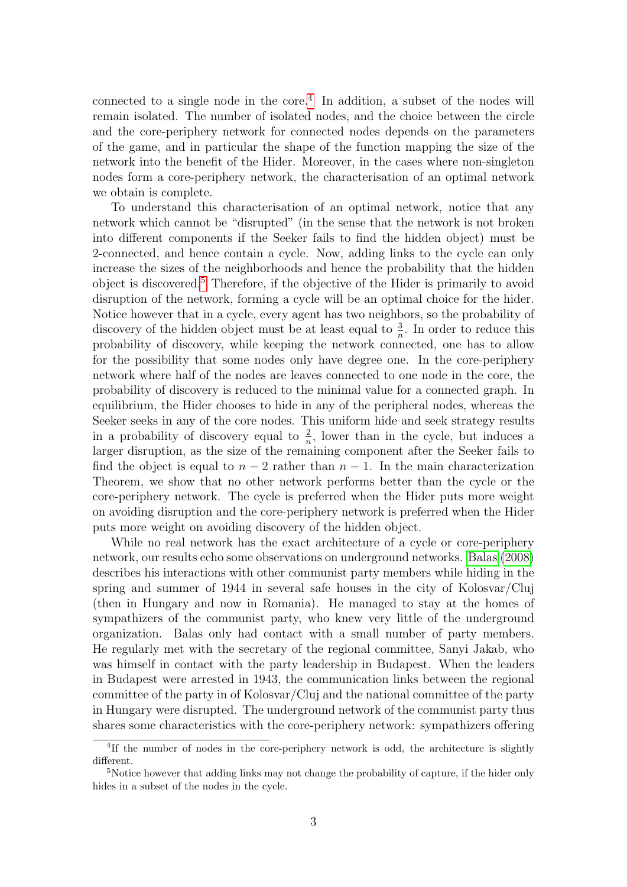connected to a single node in the core.[4] In addition, a subset of the nodes will remain isolated. The number of isolated nodes, and the choice between the circle and the core-periphery network for connected nodes depends on the parameters of the game, and in particular the shape of the function mapping the size of the network into the benefit of the Hider. Moreover, in the cases where non-singleton nodes form a core-periphery network, the characterisation of an optimal network we obtain is complete.

To understand this characterisation of an optimal network, notice that any network which cannot be "disrupted" (in the sense that the network is not broken into different components if the Seeker fails to find the hidden object) must be 2-connected, and hence contain a cycle. Now, adding links to the cycle can only increase the sizes of the neighborhoods and hence the probability that the hidden object is discovered.[5] Therefore, if the objective of the Hider is primarily to avoid disruption of the network, forming a cycle will be an optimal choice for the hider. Notice however that in a cycle, every agent has two neighbors, so the probability of discovery of the hidden object must be at least equal to $\frac{3}{n}$. In order to reduce this probability of discovery, while keeping the network connected, one has to allow for the possibility that some nodes only have degree one. In the core-periphery network where half of the nodes are leaves connected to one node in the core, the probability of discovery is reduced to the minimal value for a connected graph. In equilibrium, the Hider chooses to hide in any of the peripheral nodes, whereas the Seeker seeks in any of the core nodes. This uniform hide and seek strategy results in a probability of discovery equal to $\frac{2}{n}$, lower than in the cycle, but induces a larger disruption, as the size of the remaining component after the Seeker fails to find the object is equal to $n-2$ rather than $n-1$. In the main characterization Theorem, we show that no other network performs better than the cycle or the core-periphery network. The cycle is preferred when the Hider puts more weight on avoiding disruption and the core-periphery network is preferred when the Hider puts more weight on avoiding discovery of the hidden object.

While no real network has the exact architecture of a cycle or core-periphery network, our results echo some observations on underground networks. Balas (2008) describes his interactions with other communist party members while hiding in the spring and summer of 1944 in several safe houses in the city of Kolosvar/Cluj (then in Hungary and now in Romania). He managed to stay at the homes of sympathizers of the communist party, who knew very little of the underground organization. Balas only had contact with a small number of party members. He regularly met with the secretary of the regional committee, Sanyi Jakab, who was himself in contact with the party leadership in Budapest. When the leaders in Budapest were arrested in 1943, the communication links between the regional committee of the party in of Kolosvar/Cluj and the national committee of the party in Hungary were disrupted. The underground network of the communist party thus shares some characteristics with the core-periphery network: sympathizers offering

[4] If the number of nodes in the core-periphery network is odd, the architecture is slightly different.

[5] Notice however that adding links may not change the probability of capture, if the hider only hides in a subset of the nodes in the cycle.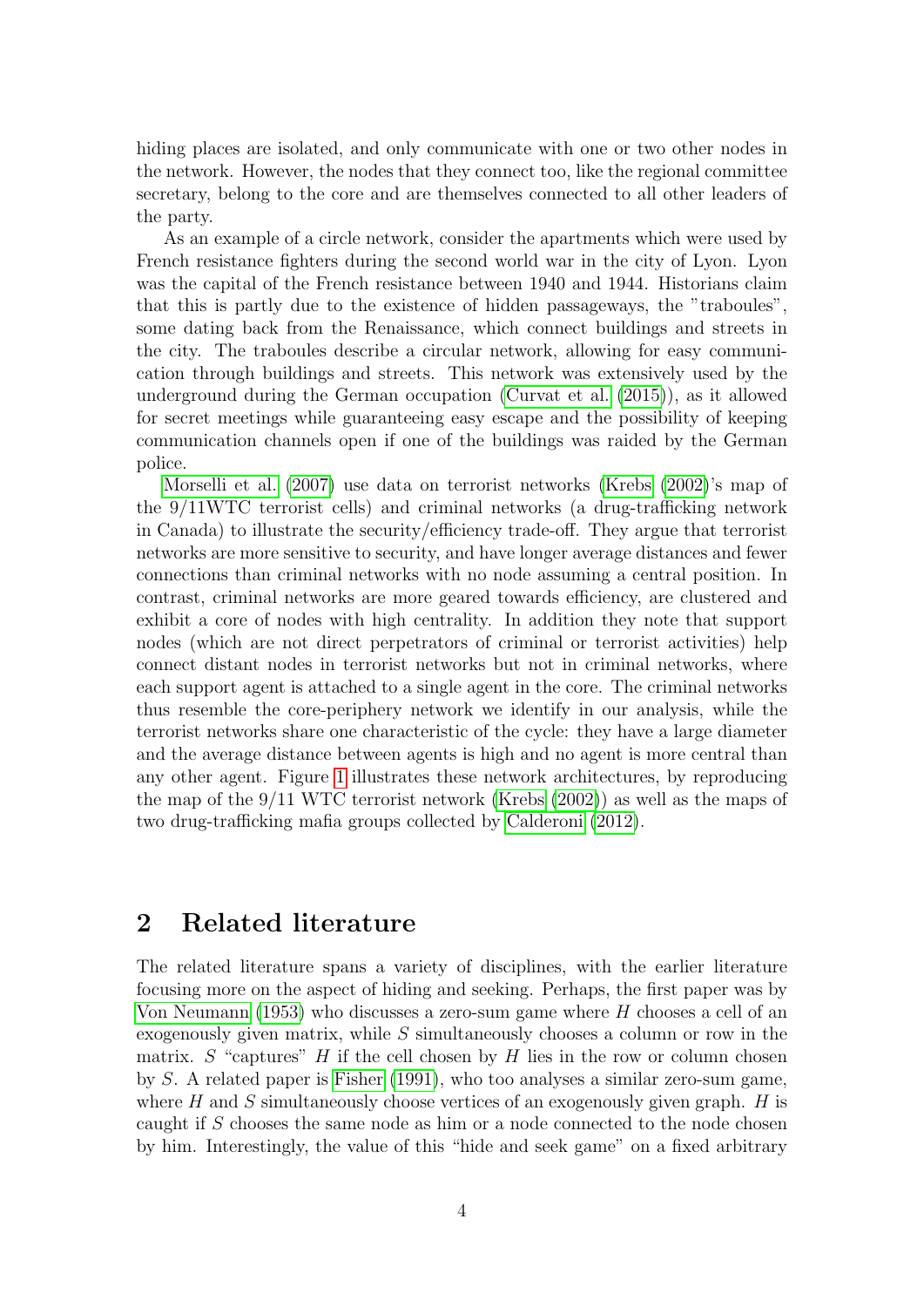hiding places are isolated, and only communicate with one or two other nodes in the network. However, the nodes that they connect too, like the regional committee secretary, belong to the core and are themselves connected to all other leaders of the party.

As an example of a circle network, consider the apartments which were used by French resistance fighters during the second world war in the city of Lyon. Lyon was the capital of the French resistance between 1940 and 1944. Historians claim that this is partly due to the existence of hidden passageways, the "traboules", some dating back from the Renaissance, which connect buildings and streets in the city. The traboules describe a circular network, allowing for easy communication through buildings and streets. This network was extensively used by the underground during the German occupation (Curvat et al. (2015)), as it allowed for secret meetings while guaranteeing easy escape and the possibility of keeping communication channels open if one of the buildings was raided by the German police.

Morselli et al. (2007) use data on terrorist networks (Krebs (2002)'s map of the 9/11WTC terrorist cells) and criminal networks (a drug-trafficking network in Canada) to illustrate the security/efficiency trade-off. They argue that terrorist networks are more sensitive to security, and have longer average distances and fewer connections than criminal networks with no node assuming a central position. In contrast, criminal networks are more geared towards efficiency, are clustered and exhibit a core of nodes with high centrality. In addition they note that support nodes (which are not direct perpetrators of criminal or terrorist activities) help connect distant nodes in terrorist networks but not in criminal networks, where each support agent is attached to a single agent in the core. The criminal networks thus resemble the core-periphery network we identify in our analysis, while the terrorist networks share one characteristic of the cycle: they have a large diameter and the average distance between agents is high and no agent is more central than any other agent. Figure 1 illustrates these network architectures, by reproducing the map of the 9/11 WTC terrorist network (Krebs (2002)) as well as the maps of two drug-trafficking mafia groups collected by Calderoni (2012).

## 2 Related literature

The related literature spans a variety of disciplines, with the earlier literature focusing more on the aspect of hiding and seeking. Perhaps, the first paper was by Von Neumann (1953) who discusses a zero-sum game where $H$ chooses a cell of an exogenously given matrix, while $S$ simultaneously chooses a column or row in the matrix. $S$ "captures" $H$ if the cell chosen by $H$ lies in the row or column chosen by $S$. A related paper is Fisher (1991), who too analyses a similar zero-sum game, where $H$ and $S$ simultaneously choose vertices of an exogenously given graph. $H$ is caught if $S$ chooses the same node as him or a node connected to the node chosen by him. Interestingly, the value of this "hide and seek game" on a fixed arbitrary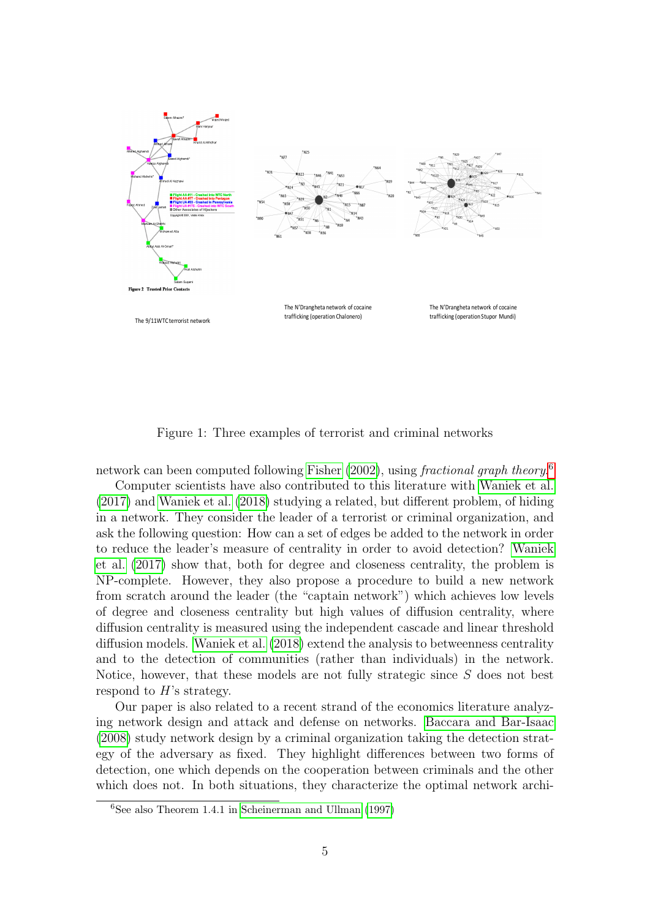The 9/11WTC terrorist network

The N'Drangheta network of cocaine trafficking (operation Chalonero)

The N'Drangheta network of cocaine trafficking (operation Stupor Mundi)

Figure 1: Three examples of terrorist and criminal networks

network can been computed following Fisher (2002), using *fractional graph theory*.[6]

Computer scientists have also contributed to this literature with Waniek et al. (2017) and Waniek et al. (2018) studying a related, but different problem, of hiding in a network. They consider the leader of a terrorist or criminal organization, and ask the following question: How can a set of edges be added to the network in order to reduce the leader's measure of centrality in order to avoid detection? Waniek et al. (2017) show that, both for degree and closeness centrality, the problem is NP-complete. However, they also propose a procedure to build a new network from scratch around the leader (the "captain network") which achieves low levels of degree and closeness centrality but high values of diffusion centrality, where diffusion centrality is measured using the independent cascade and linear threshold diffusion models. Waniek et al. (2018) extend the analysis to betweenness centrality and to the detection of communities (rather than individuals) in the network. Notice, however, that these models are not fully strategic since $S$ does not best respond to $H$'s strategy.

Our paper is also related to a recent strand of the economics literature analyzing network design and attack and defense on networks. Baccara and Bar-Isaac (2008) study network design by a criminal organization taking the detection strategy of the adversary as fixed. They highlight differences between two forms of detection, one which depends on the cooperation between criminals and the other which does not. In both situations, they characterize the optimal network archi-

[6] See also Theorem 1.4.1 in Scheinerman and Ullman (1997)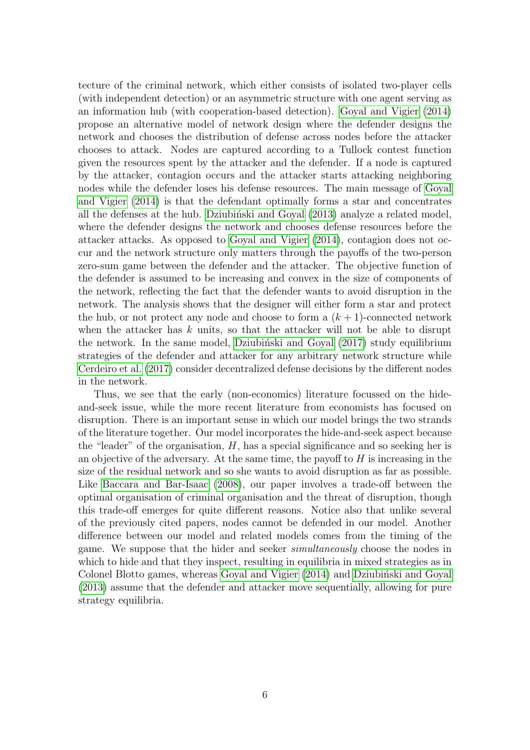tecture of the criminal network, which either consists of isolated two-player cells (with independent detection) or an asymmetric structure with one agent serving as an information hub (with cooperation-based detection). Goyal and Vigier (2014) propose an alternative model of network design where the defender designs the network and chooses the distribution of defense across nodes before the attacker chooses to attack. Nodes are captured according to a Tullock contest function given the resources spent by the attacker and the defender. If a node is captured by the attacker, contagion occurs and the attacker starts attacking neighboring nodes while the defender loses his defense resources. The main message of Goyal and Vigier (2014) is that the defendant optimally forms a star and concentrates all the defenses at the hub. Dziubiński and Goyal (2013) analyze a related model, where the defender designs the network and chooses defense resources before the attacker attacks. As opposed to Goyal and Vigier (2014), contagion does not occur and the network structure only matters through the payoffs of the two-person zero-sum game between the defender and the attacker. The objective function of the defender is assumed to be increasing and convex in the size of components of the network, reflecting the fact that the defender wants to avoid disruption in the network. The analysis shows that the designer will either form a star and protect the hub, or not protect any node and choose to form a $(k+1)$-connected network when the attacker has $k$ units, so that the attacker will not be able to disrupt the network. In the same model, Dziubiński and Goyal (2017) study equilibrium strategies of the defender and attacker for any arbitrary network structure while Cerdeiro et al. (2017) consider decentralized defense decisions by the different nodes in the network.

Thus, we see that the early (non-economics) literature focussed on the hide-and-seek issue, while the more recent literature from economists has focused on disruption. There is an important sense in which our model brings the two strands of the literature together. Our model incorporates the hide-and-seek aspect because the "leader" of the organisation, $H$, has a special significance and so seeking her is an objective of the adversary. At the same time, the payoff to $H$ is increasing in the size of the residual network and so she wants to avoid disruption as far as possible. Like Baccara and Bar-Isaac (2008), our paper involves a trade-off between the optimal organisation of criminal organisation and the threat of disruption, though this trade-off emerges for quite different reasons. Notice also that unlike several of the previously cited papers, nodes cannot be defended in our model. Another difference between our model and related models comes from the timing of the game. We suppose that the hider and seeker *simultaneously* choose the nodes in which to hide and that they inspect, resulting in equilibria in mixed strategies as in Colonel Blotto games, whereas Goyal and Vigier (2014) and Dziubiński and Goyal (2013) assume that the defender and attacker move sequentially, allowing for pure strategy equilibria.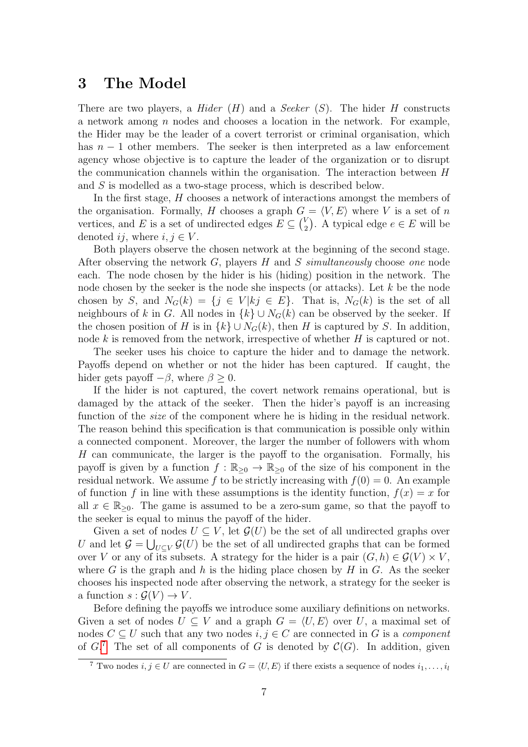# 3 The Model

There are two players, a *Hider* ($H$) and a *Seeker* ($S$). The hider $H$ constructs a network among $n$ nodes and chooses a location in the network. For example, the Hider may be the leader of a covert terrorist or criminal organisation, which has $n-1$ other members. The seeker is then interpreted as a law enforcement agency whose objective is to capture the leader of the organization or to disrupt the communication channels within the organisation. The interaction between $H$ and $S$ is modelled as a two-stage process, which is described below.

In the first stage, $H$ chooses a network of interactions amongst the members of the organisation. Formally, $H$ chooses a graph $G = \langle V, E \rangle$ where $V$ is a set of $n$ vertices, and $E$ is a set of undirected edges $E \subseteq \binom{V}{2}$. A typical edge $e \in E$ will be denoted $ij$, where $i, j \in V$.

Both players observe the chosen network at the beginning of the second stage. After observing the network $G$, players $H$ and $S$ *simultaneously* choose *one* node each. The node chosen by the hider is his (hiding) position in the network. The node chosen by the seeker is the node she inspects (or attacks). Let $k$ be the node chosen by $S$, and $N_G(k) = \{j \in V | kj \in E\}$. That is, $N_G(k)$ is the set of all neighbours of $k$ in $G$. All nodes in $\{k\} \cup N_G(k)$ can be observed by the seeker. If the chosen position of $H$ is in $\{k\} \cup N_G(k)$, then $H$ is captured by $S$. In addition, node $k$ is removed from the network, irrespective of whether $H$ is captured or not.

The seeker uses his choice to capture the hider and to damage the network. Payoffs depend on whether or not the hider has been captured. If caught, the hider gets payoff $-\beta$, where $\beta \geq 0$.

If the hider is not captured, the covert network remains operational, but is damaged by the attack of the seeker. Then the hider's payoff is an increasing function of the *size* of the component where he is hiding in the residual network. The reason behind this specification is that communication is possible only within a connected component. Moreover, the larger the number of followers with whom $H$ can communicate, the larger is the payoff to the organisation. Formally, his payoff is given by a function $f : \mathbb{R}_{\geq 0} \to \mathbb{R}_{\geq 0}$ of the size of his component in the residual network. We assume $f$ to be strictly increasing with $f(0) = 0$. An example of function $f$ in line with these assumptions is the identity function, $f(x) = x$ for all $x \in \mathbb{R}_{\geq 0}$. The game is assumed to be a zero-sum game, so that the payoff to the seeker is equal to minus the payoff of the hider.

Given a set of nodes $U \subseteq V$, let $\mathcal{G}(U)$ be the set of all undirected graphs over $U$ and let $\mathcal{G} = \bigcup_{U \subseteq V} \mathcal{G}(U)$ be the set of all undirected graphs that can be formed over $V$ or any of its subsets. A strategy for the hider is a pair $(G, h) \in \mathcal{G}(V) \times V$, where $G$ is the graph and $h$ is the hiding place chosen by $H$ in $G$. As the seeker chooses his inspected node after observing the network, a strategy for the seeker is a function $s : \mathcal{G}(V) \to V$.

Before defining the payoffs we introduce some auxiliary definitions on networks. Given a set of nodes $U \subseteq V$ and a graph $G = \langle U, E \rangle$ over $U$, a maximal set of nodes $C \subseteq U$ such that any two nodes $i, j \in C$ are connected in $G$ is a *component* of $G$.[7] The set of all components of $G$ is denoted by $\mathcal{C}(G)$. In addition, given

[7] Two nodes $i, j \in U$ are connected in $G = \langle U, E \rangle$ if there exists a sequence of nodes $i_1, \ldots, i_l$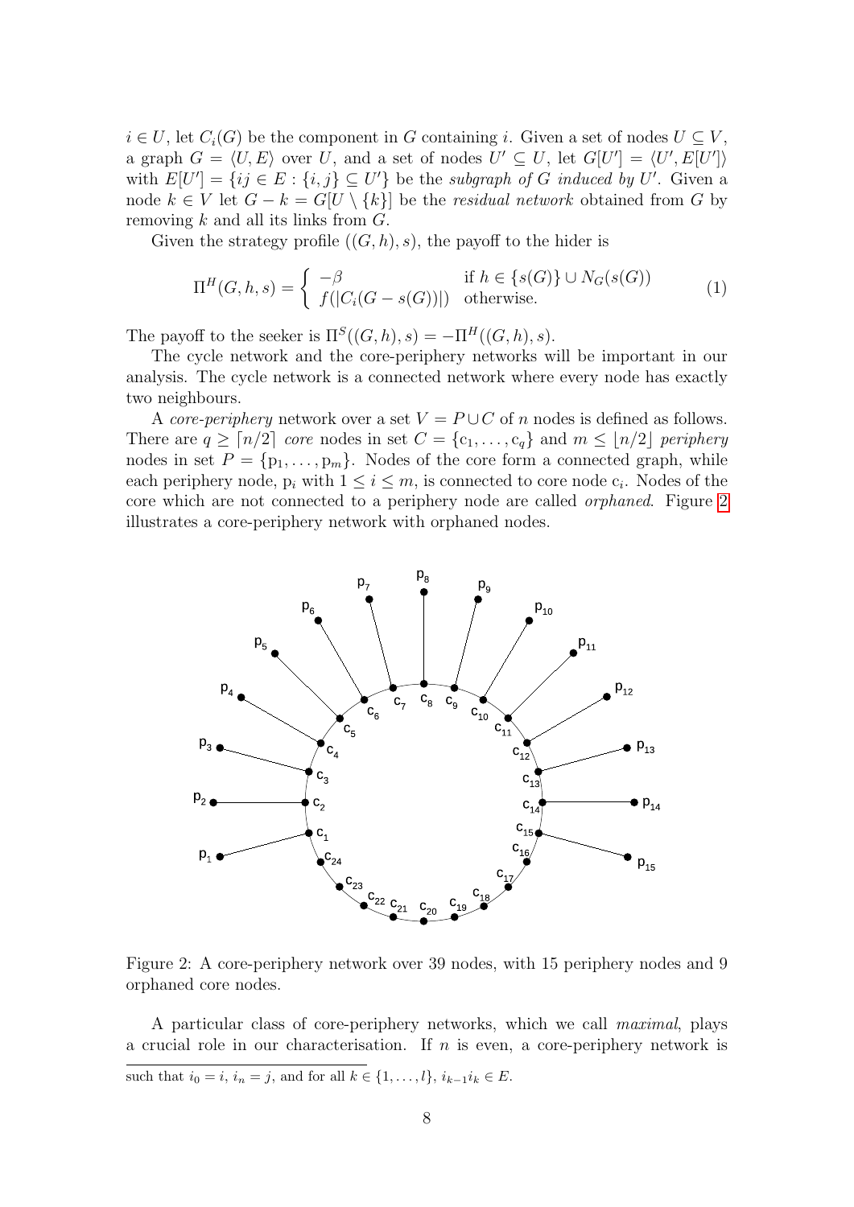$i \in U$, let $C_i(G)$ be the component in $G$ containing $i$. Given a set of nodes $U \subseteq V$, a graph $G = \langle U, E \rangle$ over $U$, and a set of nodes $U' \subseteq U$, let $G[U'] = \langle U', E[U'] \rangle$ with $E[U'] = \{ij \in E : \{i, j\} \subseteq U'\}$ be the *subgraph of $G$ induced by $U'$*. Given a node $k \in V$ let $G - k = G[U \setminus \{k\}]$ be the *residual network* obtained from $G$ by removing $k$ and all its links from $G$.

Given the strategy profile $((G, h), s)$, the payoff to the hider is

$$\Pi^H(G, h, s) = \begin{cases} -\beta & \text{if } h \in \{s(G)\} \cup N_G(s(G)) \\ f(|C_i(G - s(G))|) & \text{otherwise.} \end{cases} \tag{1}$$

The payoff to the seeker is $\Pi^S((G, h), s) = -\Pi^H((G, h), s)$.

The cycle network and the core-periphery networks will be important in our analysis. The cycle network is a connected network where every node has exactly two neighbours.

A *core-periphery* network over a set $V = P \cup C$ of $n$ nodes is defined as follows. There are $q \geq \lceil n/2 \rceil$ *core* nodes in set $C = \{c_1, \ldots, c_q\}$ and $m \leq \lfloor n/2 \rfloor$ *periphery* nodes in set $P = \{p_1, \ldots, p_m\}$. Nodes of the core form a connected graph, while each periphery node, $p_i$ with $1 \leq i \leq m$, is connected to core node $c_i$. Nodes of the core which are not connected to a periphery node are called *orphaned*. Figure 2 illustrates a core-periphery network with orphaned nodes.

Figure 2: A core-periphery network over 39 nodes, with 15 periphery nodes and 9 orphaned core nodes.

A particular class of core-periphery networks, which we call *maximal*, plays a crucial role in our characterisation. If $n$ is even, a core-periphery network is

such that $i_0 = i$, $i_n = j$, and for all $k \in \{1, \ldots, l\}$, $i_{k-1}i_k \in E$.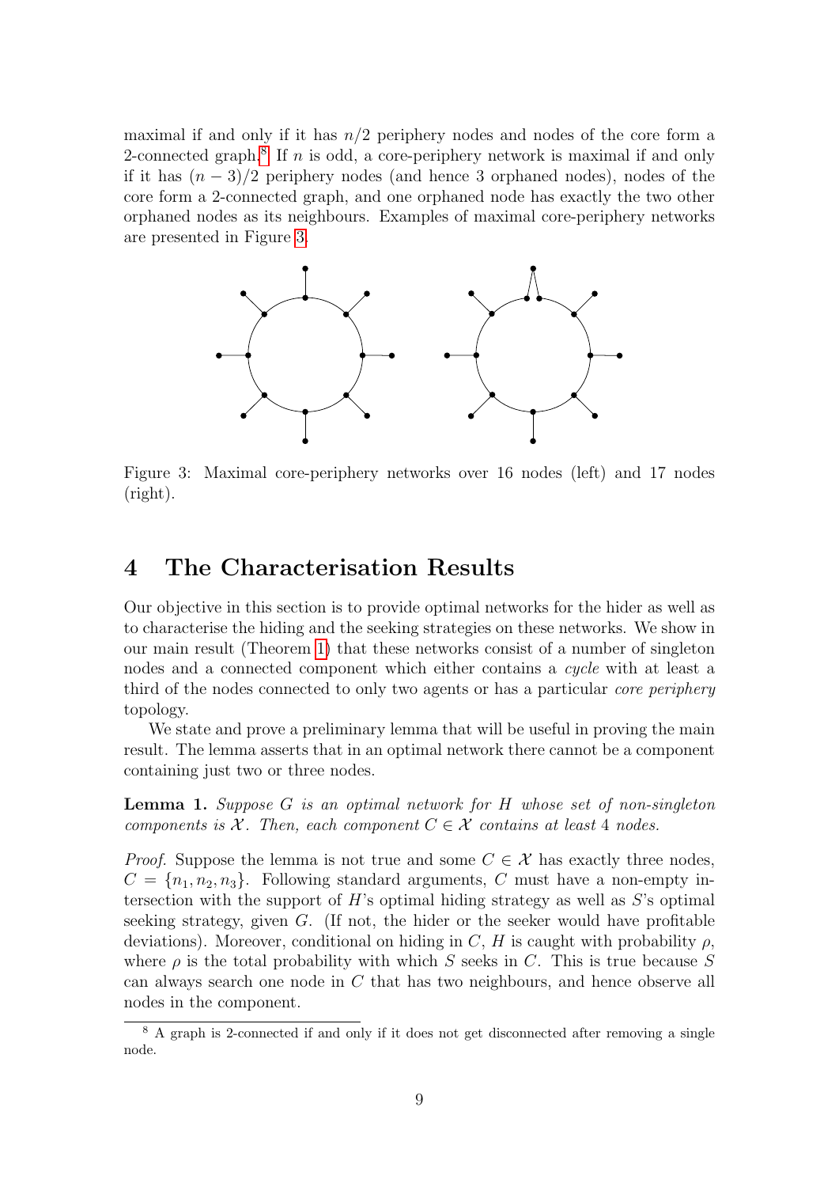maximal if and only if it has $n/2$ periphery nodes and nodes of the core form a 2-connected graph.[8] If $n$ is odd, a core-periphery network is maximal if and only if it has $(n-3)/2$ periphery nodes (and hence 3 orphaned nodes), nodes of the core form a 2-connected graph, and one orphaned node has exactly the two other orphaned nodes as its neighbours. Examples of maximal core-periphery networks are presented in Figure 3.

Figure 3: Maximal core-periphery networks over 16 nodes (left) and 17 nodes (right).

## 4 The Characterisation Results

Our objective in this section is to provide optimal networks for the hider as well as to characterise the hiding and the seeking strategies on these networks. We show in our main result (Theorem 1) that these networks consist of a number of singleton nodes and a connected component which either contains a *cycle* with at least a third of the nodes connected to only two agents or has a particular *core periphery* topology.

We state and prove a preliminary lemma that will be useful in proving the main result. The lemma asserts that in an optimal network there cannot be a component containing just two or three nodes.

**Lemma 1.** *Suppose $G$ is an optimal network for $H$ whose set of non-singleton components is $\mathcal{X}$. Then, each component $C \in \mathcal{X}$ contains at least 4 nodes.*

*Proof.* Suppose the lemma is not true and some $C \in \mathcal{X}$ has exactly three nodes, $C = \{n_1, n_2, n_3\}$. Following standard arguments, $C$ must have a non-empty intersection with the support of $H$'s optimal hiding strategy as well as $S$'s optimal seeking strategy, given $G$. (If not, the hider or the seeker would have profitable deviations). Moreover, conditional on hiding in $C$, $H$ is caught with probability $\rho$, where $\rho$ is the total probability with which $S$ seeks in $C$. This is true because $S$ can always search one node in $C$ that has two neighbours, and hence observe all nodes in the component.

[8] A graph is 2-connected if and only if it does not get disconnected after removing a single node.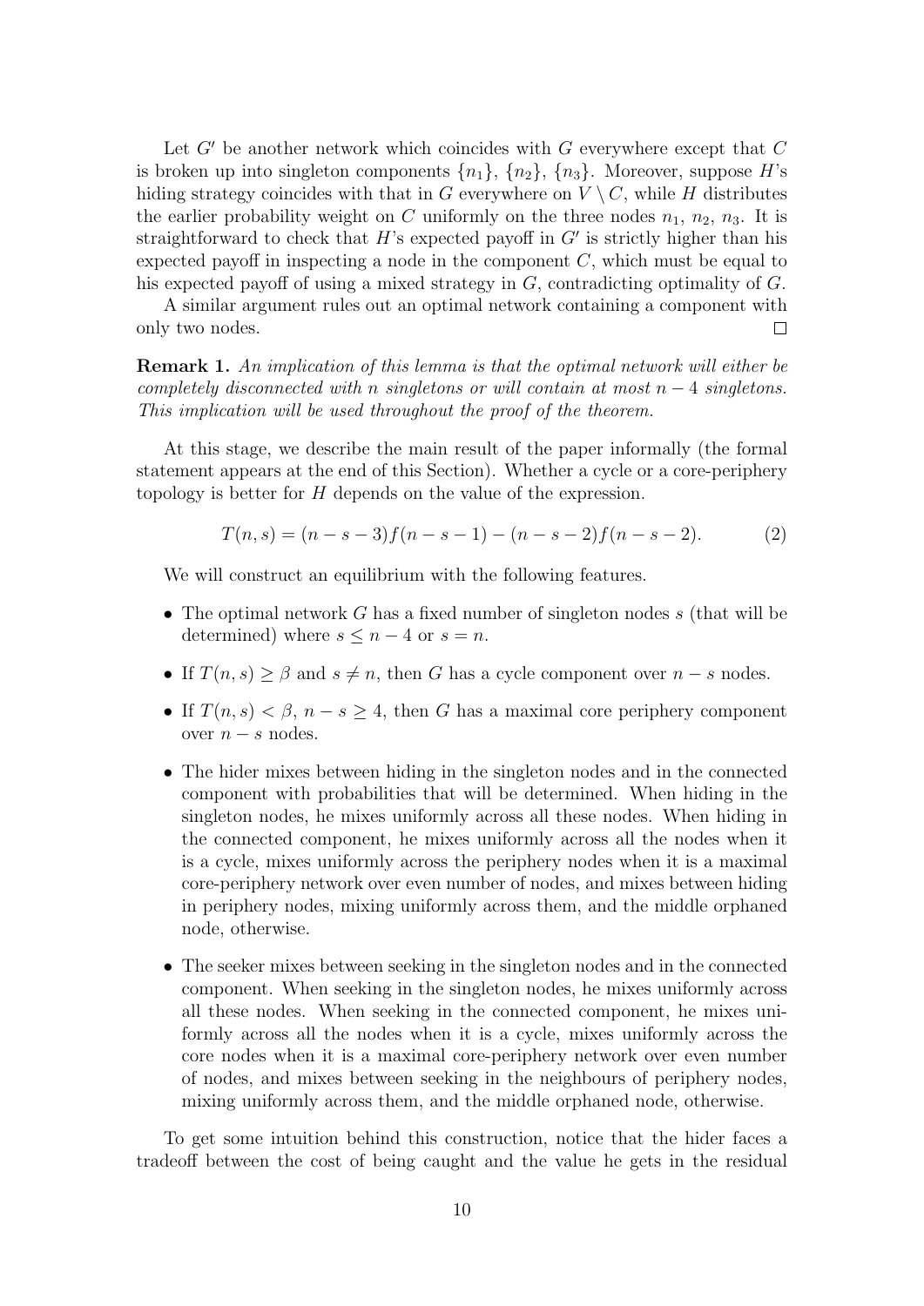Let $G'$ be another network which coincides with $G$ everywhere except that $C$ is broken up into singleton components $\{n_1\}$, $\{n_2\}$, $\{n_3\}$. Moreover, suppose $H$'s hiding strategy coincides with that in $G$ everywhere on $V \setminus C$, while $H$ distributes the earlier probability weight on $C$ uniformly on the three nodes $n_1$, $n_2$, $n_3$. It is straightforward to check that $H$'s expected payoff in $G'$ is strictly higher than his expected payoff in inspecting a node in the component $C$, which must be equal to his expected payoff of using a mixed strategy in $G$, contradicting optimality of $G$.

A similar argument rules out an optimal network containing a component with only two nodes. $\square$

**Remark 1.** *An implication of this lemma is that the optimal network will either be completely disconnected with $n$ singletons or will contain at most $n-4$ singletons. This implication will be used throughout the proof of the theorem.*

At this stage, we describe the main result of the paper informally (the formal statement appears at the end of this Section). Whether a cycle or a core-periphery topology is better for $H$ depends on the value of the expression.

$$T(n,s) = (n-s-3)f(n-s-1) - (n-s-2)f(n-s-2). \tag{2}$$

We will construct an equilibrium with the following features.

- The optimal network $G$ has a fixed number of singleton nodes $s$ (that will be determined) where $s \leq n-4$ or $s = n$.
- If $T(n,s) \geq \beta$ and $s \neq n$, then $G$ has a cycle component over $n-s$ nodes.
- If $T(n,s) < \beta$, $n-s \geq 4$, then $G$ has a maximal core periphery component over $n-s$ nodes.
- The hider mixes between hiding in the singleton nodes and in the connected component with probabilities that will be determined. When hiding in the singleton nodes, he mixes uniformly across all these nodes. When hiding in the connected component, he mixes uniformly across all the nodes when it is a cycle, mixes uniformly across the periphery nodes when it is a maximal core-periphery network over even number of nodes, and mixes between hiding in periphery nodes, mixing uniformly across them, and the middle orphaned node, otherwise.
- The seeker mixes between seeking in the singleton nodes and in the connected component. When seeking in the singleton nodes, he mixes uniformly across all these nodes. When seeking in the connected component, he mixes uniformly across all the nodes when it is a cycle, mixes uniformly across the core nodes when it is a maximal core-periphery network over even number of nodes, and mixes between seeking in the neighbours of periphery nodes, mixing uniformly across them, and the middle orphaned node, otherwise.

To get some intuition behind this construction, notice that the hider faces a tradeoff between the cost of being caught and the value he gets in the residual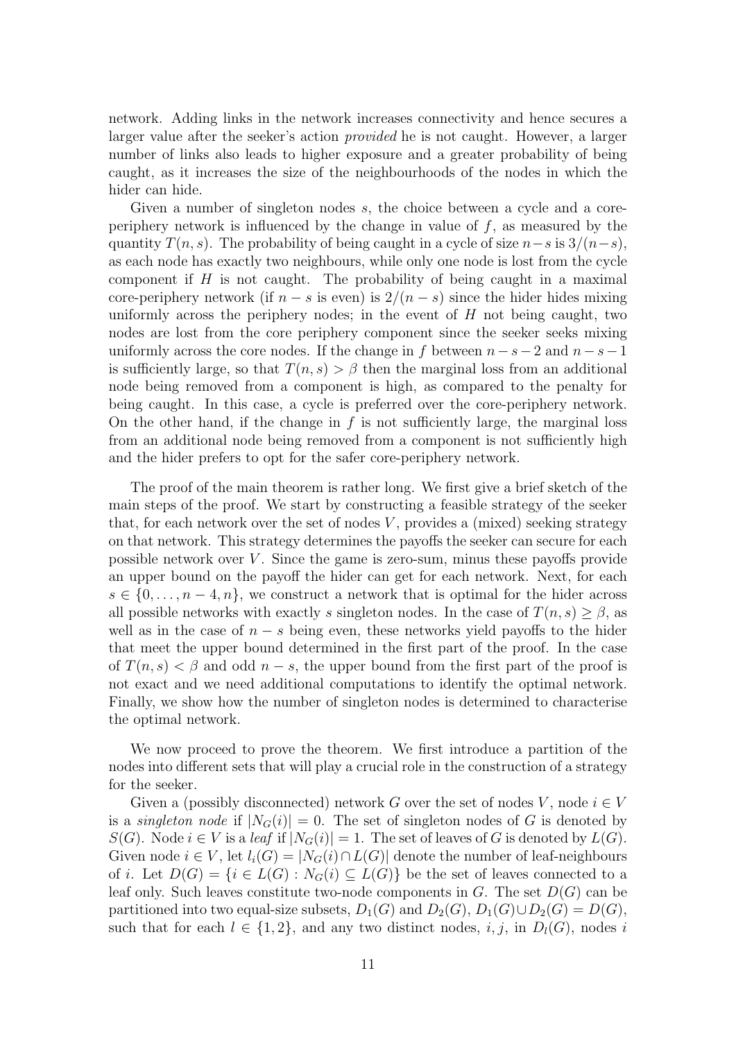network. Adding links in the network increases connectivity and hence secures a larger value after the seeker's action *provided* he is not caught. However, a larger number of links also leads to higher exposure and a greater probability of being caught, as it increases the size of the neighbourhoods of the nodes in which the hider can hide.

Given a number of singleton nodes $s$, the choice between a cycle and a core-periphery network is influenced by the change in value of $f$, as measured by the quantity $T(n, s)$. The probability of being caught in a cycle of size $n-s$ is $3/(n-s)$, as each node has exactly two neighbours, while only one node is lost from the cycle component if $H$ is not caught. The probability of being caught in a maximal core-periphery network (if $n - s$ is even) is $2/(n - s)$ since the hider hides mixing uniformly across the periphery nodes; in the event of $H$ not being caught, two nodes are lost from the core periphery component since the seeker seeks mixing uniformly across the core nodes. If the change in $f$ between $n-s-2$ and $n-s-1$ is sufficiently large, so that $T(n, s) > \beta$ then the marginal loss from an additional node being removed from a component is high, as compared to the penalty for being caught. In this case, a cycle is preferred over the core-periphery network. On the other hand, if the change in $f$ is not sufficiently large, the marginal loss from an additional node being removed from a component is not sufficiently high and the hider prefers to opt for the safer core-periphery network.

The proof of the main theorem is rather long. We first give a brief sketch of the main steps of the proof. We start by constructing a feasible strategy of the seeker that, for each network over the set of nodes $V$, provides a (mixed) seeking strategy on that network. This strategy determines the payoffs the seeker can secure for each possible network over $V$. Since the game is zero-sum, minus these payoffs provide an upper bound on the payoff the hider can get for each network. Next, for each $s \in \{0, \ldots, n-4, n\}$, we construct a network that is optimal for the hider across all possible networks with exactly $s$ singleton nodes. In the case of $T(n, s) \geq \beta$, as well as in the case of $n - s$ being even, these networks yield payoffs to the hider that meet the upper bound determined in the first part of the proof. In the case of $T(n, s) < \beta$ and odd $n - s$, the upper bound from the first part of the proof is not exact and we need additional computations to identify the optimal network. Finally, we show how the number of singleton nodes is determined to characterise the optimal network.

We now proceed to prove the theorem. We first introduce a partition of the nodes into different sets that will play a crucial role in the construction of a strategy for the seeker.

Given a (possibly disconnected) network $G$ over the set of nodes $V$, node $i \in V$ is a *singleton node* if $|N_G(i)| = 0$. The set of singleton nodes of $G$ is denoted by $S(G)$. Node $i \in V$ is a *leaf* if $|N_G(i)| = 1$. The set of leaves of $G$ is denoted by $L(G)$. Given node $i \in V$, let $l_i(G) = |N_G(i) \cap L(G)|$ denote the number of leaf-neighbours of $i$. Let $D(G) = \{i \in L(G) : N_G(i) \subseteq L(G)\}$ be the set of leaves connected to a leaf only. Such leaves constitute two-node components in $G$. The set $D(G)$ can be partitioned into two equal-size subsets, $D_1(G)$ and $D_2(G)$, $D_1(G) \cup D_2(G) = D(G)$, such that for each $l \in \{1, 2\}$, and any two distinct nodes, $i, j$, in $D_l(G)$, nodes $i$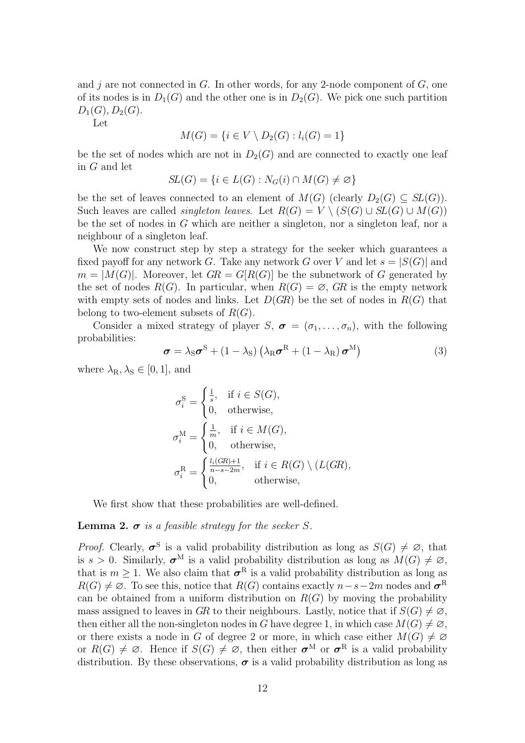and $j$ are not connected in $G$. In other words, for any 2-node component of $G$, one of its nodes is in $D_1(G)$ and the other one is in $D_2(G)$. We pick one such partition $D_1(G), D_2(G)$.

Let

$$M(G) = \{i \in V \setminus D_2(G) : l_i(G) = 1\}$$

be the set of nodes which are not in $D_2(G)$ and are connected to exactly one leaf in $G$ and let

$$SL(G) = \{i \in L(G) : N_G(i) \cap M(G) \neq \varnothing\}$$

be the set of leaves connected to an element of $M(G)$ (clearly $D_2(G) \subseteq SL(G)$). Such leaves are called *singleton leaves*. Let $R(G) = V \setminus (S(G) \cup SL(G) \cup M(G))$ be the set of nodes in $G$ which are neither a singleton, nor a singleton leaf, nor a neighbour of a singleton leaf.

We now construct step by step a strategy for the seeker which guarantees a fixed payoff for any network $G$. Take any network $G$ over $V$ and let $s = |S(G)|$ and $m = |M(G)|$. Moreover, let $GR = G[R(G)]$ be the subnetwork of $G$ generated by the set of nodes $R(G)$. In particular, when $R(G) = \varnothing$, $GR$ is the empty network with empty sets of nodes and links. Let $D(GR)$ be the set of nodes in $R(G)$ that belong to two-element subsets of $R(G)$.

Consider a mixed strategy of player $S$, $\boldsymbol{\sigma} = (\sigma_1, \ldots, \sigma_n)$, with the following probabilities:

$$\boldsymbol{\sigma} = \lambda_{\mathrm{S}} \boldsymbol{\sigma}^{\mathrm{S}} + (1 - \lambda_{\mathrm{S}}) \left( \lambda_{\mathrm{R}} \boldsymbol{\sigma}^{\mathrm{R}} + (1 - \lambda_{\mathrm{R}}) \boldsymbol{\sigma}^{\mathrm{M}} \right) \tag{3}$$

where $\lambda_{\mathrm{R}}, \lambda_{\mathrm{S}} \in [0, 1]$, and

$$\sigma_i^{\mathrm{S}} = \begin{cases} \frac{1}{s}, & \text{if } i \in S(G), \\ 0, & \text{otherwise,} \end{cases}$$

$$\sigma_i^{\mathrm{M}} = \begin{cases} \frac{1}{m}, & \text{if } i \in M(G), \\ 0, & \text{otherwise,} \end{cases}$$

$$\sigma_i^{\mathrm{R}} = \begin{cases} \frac{l_i(GR)+1}{n-s-2m}, & \text{if } i \in R(G) \setminus (L(GR), \\ 0, & \text{otherwise,} \end{cases}$$

We first show that these probabilities are well-defined.

**Lemma 2.** *$\boldsymbol{\sigma}$ is a feasible strategy for the seeker $S$.*

*Proof.* Clearly, $\boldsymbol{\sigma}^{\mathrm{S}}$ is a valid probability distribution as long as $S(G) \neq \varnothing$, that is $s > 0$. Similarly, $\boldsymbol{\sigma}^{\mathrm{M}}$ is a valid probability distribution as long as $M(G) \neq \varnothing$, that is $m \geq 1$. We also claim that $\boldsymbol{\sigma}^{\mathrm{R}}$ is a valid probability distribution as long as $R(G) \neq \varnothing$. To see this, notice that $R(G)$ contains exactly $n - s - 2m$ nodes and $\boldsymbol{\sigma}^{\mathrm{R}}$ can be obtained from a uniform distribution on $R(G)$ by moving the probability mass assigned to leaves in $GR$ to their neighbours. Lastly, notice that if $S(G) \neq \varnothing$, then either all the non-singleton nodes in $G$ have degree 1, in which case $M(G) \neq \varnothing$, or there exists a node in $G$ of degree 2 or more, in which case either $M(G) \neq \varnothing$ or $R(G) \neq \varnothing$. Hence if $S(G) \neq \varnothing$, then either $\boldsymbol{\sigma}^{\mathrm{M}}$ or $\boldsymbol{\sigma}^{\mathrm{R}}$ is a valid probability distribution. By these observations, $\boldsymbol{\sigma}$ is a valid probability distribution as long as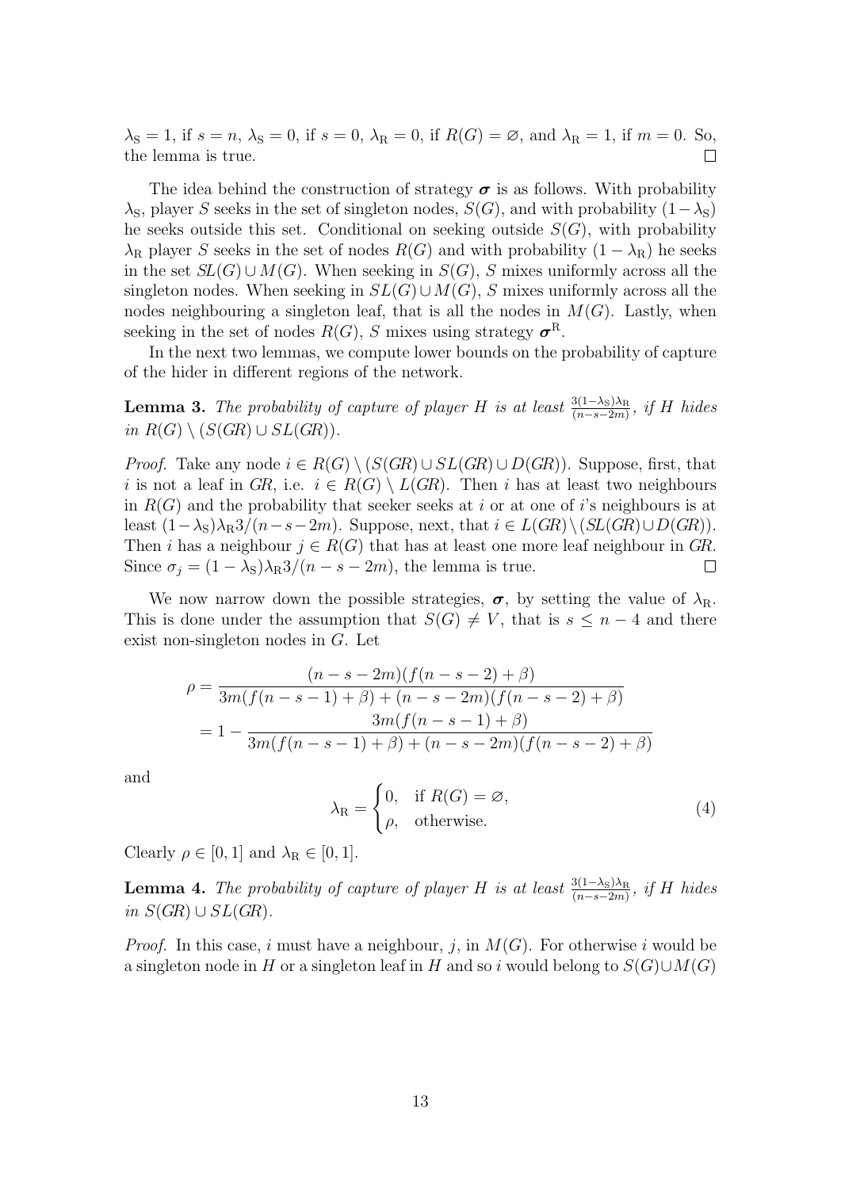$\lambda_{\mathrm{S}} = 1$, if $s = n$, $\lambda_{\mathrm{S}} = 0$, if $s = 0$, $\lambda_{\mathrm{R}} = 0$, if $R(G) = \varnothing$, and $\lambda_{\mathrm{R}} = 1$, if $m = 0$. So, the lemma is true. $\square$

The idea behind the construction of strategy $\boldsymbol{\sigma}$ is as follows. With probability $\lambda_{\mathrm{S}}$, player $S$ seeks in the set of singleton nodes, $S(G)$, and with probability $(1-\lambda_{\mathrm{S}})$ he seeks outside this set. Conditional on seeking outside $S(G)$, with probability $\lambda_{\mathrm{R}}$ player $S$ seeks in the set of nodes $R(G)$ and with probability $(1-\lambda_{\mathrm{R}})$ he seeks in the set $SL(G) \cup M(G)$. When seeking in $S(G)$, $S$ mixes uniformly across all the singleton nodes. When seeking in $SL(G) \cup M(G)$, $S$ mixes uniformly across all the nodes neighbouring a singleton leaf, that is all the nodes in $M(G)$. Lastly, when seeking in the set of nodes $R(G)$, $S$ mixes using strategy $\boldsymbol{\sigma}^{\mathrm{R}}$.

In the next two lemmas, we compute lower bounds on the probability of capture of the hider in different regions of the network.

**Lemma 3.** *The probability of capture of player $H$ is at least $\frac{3(1-\lambda_{\mathrm{S}})\lambda_{\mathrm{R}}}{(n-s-2m)}$, if $H$ hides in $R(G) \setminus (S(GR) \cup SL(GR))$.*

*Proof.* Take any node $i \in R(G) \setminus (S(GR) \cup SL(GR) \cup D(GR))$. Suppose, first, that $i$ is not a leaf in $GR$, i.e. $i \in R(G) \setminus L(GR)$. Then $i$ has at least two neighbours in $R(G)$ and the probability that seeker seeks at $i$ or at one of $i$'s neighbours is at least $(1-\lambda_{\mathrm{S}})\lambda_{\mathrm{R}}3/(n-s-2m)$. Suppose, next, that $i \in L(GR) \setminus (SL(GR) \cup D(GR))$. Then $i$ has a neighbour $j \in R(G)$ that has at least one more leaf neighbour in $GR$. Since $\sigma_j = (1-\lambda_{\mathrm{S}})\lambda_{\mathrm{R}}3/(n-s-2m)$, the lemma is true. $\square$

We now narrow down the possible strategies, $\boldsymbol{\sigma}$, by setting the value of $\lambda_{\mathrm{R}}$. This is done under the assumption that $S(G) \neq V$, that is $s \leq n-4$ and there exist non-singleton nodes in $G$. Let

$$
\begin{aligned}
\rho &= \frac{(n-s-2m)(f(n-s-2)+\beta)}{3m(f(n-s-1)+\beta)+(n-s-2m)(f(n-s-2)+\beta)} \\
&= 1 - \frac{3m(f(n-s-1)+\beta)}{3m(f(n-s-1)+\beta)+(n-s-2m)(f(n-s-2)+\beta)}
\end{aligned}
$$

and

$$
\lambda_{\mathrm{R}} = \begin{cases} 0, & \text{if } R(G) = \varnothing, \\ \rho, & \text{otherwise.} \end{cases} \tag{4}
$$

Clearly $\rho \in [0,1]$ and $\lambda_{\mathrm{R}} \in [0,1]$.

**Lemma 4.** *The probability of capture of player $H$ is at least $\frac{3(1-\lambda_{\mathrm{S}})\lambda_{\mathrm{R}}}{(n-s-2m)}$, if $H$ hides in $S(GR) \cup SL(GR)$.*

*Proof.* In this case, $i$ must have a neighbour, $j$, in $M(G)$. For otherwise $i$ would be a singleton node in $H$ or a singleton leaf in $H$ and so $i$ would belong to $S(G) \cup M(G)$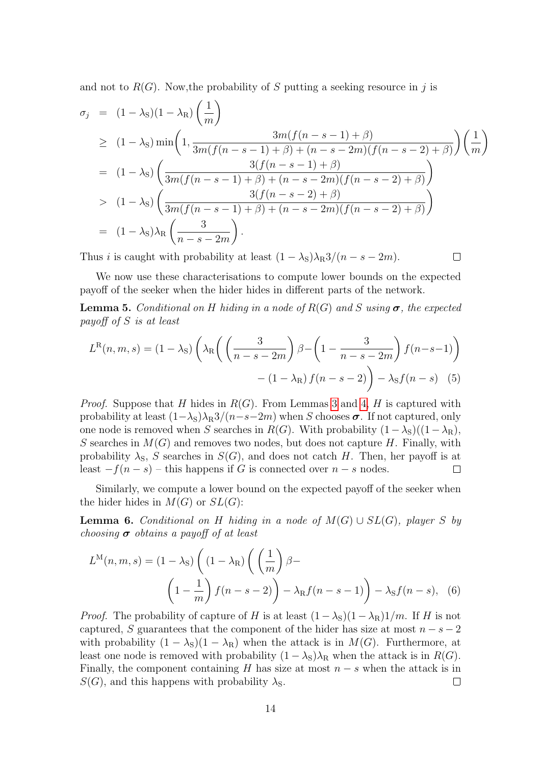and not to $R(G)$. Now,the probability of $S$ putting a seeking resource in $j$ is

$$
\begin{aligned}
\sigma_j &= (1-\lambda_{\mathrm{S}})(1-\lambda_{\mathrm{R}})\left(\frac{1}{m}\right) \\
&\geq (1-\lambda_{\mathrm{S}})\min\!\left(1, \frac{3m(f(n-s-1)+\beta)}{3m(f(n-s-1)+\beta)+(n-s-2m)(f(n-s-2)+\beta)}\right)\left(\frac{1}{m}\right) \\
&= (1-\lambda_{\mathrm{S}})\left(\frac{3(f(n-s-1)+\beta)}{3m(f(n-s-1)+\beta)+(n-s-2m)(f(n-s-2)+\beta)}\right) \\
&> (1-\lambda_{\mathrm{S}})\left(\frac{3(f(n-s-2)+\beta)}{3m(f(n-s-1)+\beta)+(n-s-2m)(f(n-s-2)+\beta)}\right) \\
&= (1-\lambda_{\mathrm{S}})\lambda_{\mathrm{R}}\left(\frac{3}{n-s-2m}\right).
\end{aligned}
$$

Thus $i$ is caught with probability at least $(1-\lambda_{\mathrm{S}})\lambda_{\mathrm{R}}3/(n-s-2m)$. ◻

We now use these characterisations to compute lower bounds on the expected payoff of the seeker when the hider hides in different parts of the network.

**Lemma 5.** *Conditional on $H$ hiding in a node of $R(G)$ and $S$ using $\boldsymbol{\sigma}$, the expected payoff of $S$ is at least*

$$
L^{\mathrm{R}}(n,m,s) = (1-\lambda_{\mathrm{S}})\left(\lambda_{\mathrm{R}}\left(\left(\frac{3}{n-s-2m}\right)\beta - \left(1-\frac{3}{n-s-2m}\right)f(n-s-1)\right) - (1-\lambda_{\mathrm{R}})\,f(n-s-2)\right) - \lambda_{\mathrm{S}} f(n-s) \quad (5)
$$

*Proof.* Suppose that $H$ hides in $R(G)$. From Lemmas 3 and 4, $H$ is captured with probability at least $(1-\lambda_{\mathrm{S}})\lambda_{\mathrm{R}}3/(n-s-2m)$ when $S$ chooses $\boldsymbol{\sigma}$. If not captured, only one node is removed when $S$ searches in $R(G)$. With probability $(1-\lambda_{\mathrm{S}})((1-\lambda_{\mathrm{R}})$, $S$ searches in $M(G)$ and removes two nodes, but does not capture $H$. Finally, with probability $\lambda_{\mathrm{S}}$, $S$ searches in $S(G)$, and does not catch $H$. Then, her payoff is at least $-f(n-s)$ – this happens if $G$ is connected over $n-s$ nodes. ◻

Similarly, we compute a lower bound on the expected payoff of the seeker when the hider hides in $M(G)$ or $SL(G)$:

**Lemma 6.** *Conditional on $H$ hiding in a node of $M(G) \cup SL(G)$, player $S$ by choosing $\boldsymbol{\sigma}$ obtains a payoff of at least*

$$
L^{\mathrm{M}}(n,m,s) = (1-\lambda_{\mathrm{S}})\left((1-\lambda_{\mathrm{R}})\left(\left(\frac{1}{m}\right)\beta - \left(1-\frac{1}{m}\right)f(n-s-2)\right) - \lambda_{\mathrm{R}} f(n-s-1)\right) - \lambda_{\mathrm{S}} f(n-s), \quad (6)
$$

*Proof.* The probability of capture of $H$ is at least $(1-\lambda_{\mathrm{S}})(1-\lambda_{\mathrm{R}})1/m$. If $H$ is not captured, $S$ guarantees that the component of the hider has size at most $n-s-2$ with probability $(1-\lambda_{\mathrm{S}})(1-\lambda_{\mathrm{R}})$ when the attack is in $M(G)$. Furthermore, at least one node is removed with probability $(1-\lambda_{\mathrm{S}})\lambda_{\mathrm{R}}$ when the attack is in $R(G)$. Finally, the component containing $H$ has size at most $n-s$ when the attack is in $S(G)$, and this happens with probability $\lambda_{\mathrm{S}}$. ◻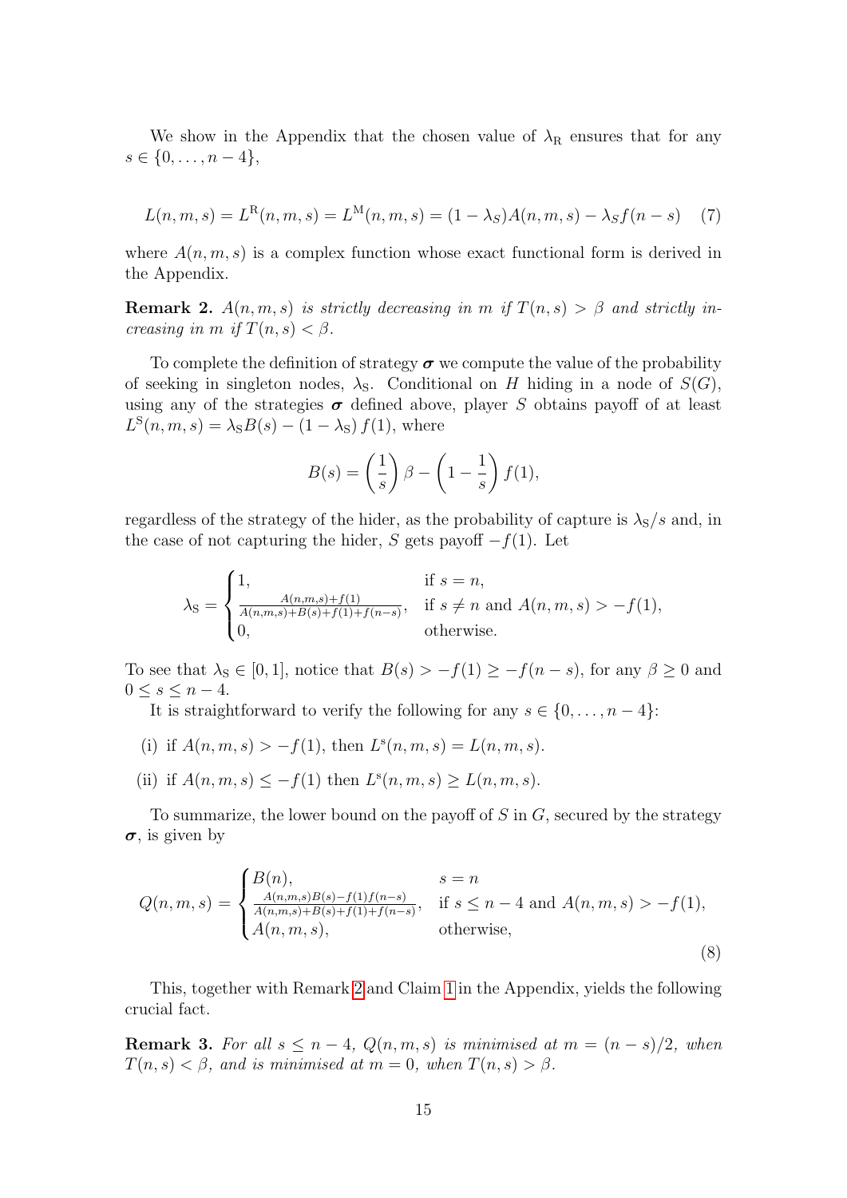We show in the Appendix that the chosen value of $\lambda_{\mathrm{R}}$ ensures that for any $s \in \{0, \dots, n-4\}$,

$$L(n,m,s) = L^{\mathrm{R}}(n,m,s) = L^{\mathrm{M}}(n,m,s) = (1-\lambda_S)A(n,m,s) - \lambda_S f(n-s) \quad (7)$$

where $A(n,m,s)$ is a complex function whose exact functional form is derived in the Appendix.

**Remark 2.** *$A(n,m,s)$ is strictly decreasing in $m$ if $T(n,s) > \beta$ and strictly increasing in $m$ if $T(n,s) < \beta$.*

To complete the definition of strategy $\boldsymbol{\sigma}$ we compute the value of the probability of seeking in singleton nodes, $\lambda_{\mathrm{S}}$. Conditional on $H$ hiding in a node of $S(G)$, using any of the strategies $\boldsymbol{\sigma}$ defined above, player $S$ obtains payoff of at least $L^{\mathrm{S}}(n,m,s) = \lambda_{\mathrm{S}} B(s) - (1-\lambda_{\mathrm{S}})\, f(1)$, where

$$B(s) = \left(\frac{1}{s}\right)\beta - \left(1 - \frac{1}{s}\right) f(1),$$

regardless of the strategy of the hider, as the probability of capture is $\lambda_{\mathrm{S}}/s$ and, in the case of not capturing the hider, $S$ gets payoff $-f(1)$. Let

$$\lambda_{\mathrm{S}} = \begin{cases} 1, & \text{if } s = n, \\ \frac{A(n,m,s)+f(1)}{A(n,m,s)+B(s)+f(1)+f(n-s)}, & \text{if } s \neq n \text{ and } A(n,m,s) > -f(1), \\ 0, & \text{otherwise.} \end{cases}$$

To see that $\lambda_{\mathrm{S}} \in [0,1]$, notice that $B(s) > -f(1) \geq -f(n-s)$, for any $\beta \geq 0$ and $0 \leq s \leq n-4$.

It is straightforward to verify the following for any $s \in \{0, \dots, n-4\}$:

(i) if $A(n,m,s) > -f(1)$, then $L^{\mathrm{s}}(n,m,s) = L(n,m,s)$.

(ii) if $A(n,m,s) \leq -f(1)$ then $L^{\mathrm{s}}(n,m,s) \geq L(n,m,s)$.

To summarize, the lower bound on the payoff of $S$ in $G$, secured by the strategy $\boldsymbol{\sigma}$, is given by

$$Q(n,m,s) = \begin{cases} B(n), & s = n \\ \frac{A(n,m,s)B(s)-f(1)f(n-s)}{A(n,m,s)+B(s)+f(1)+f(n-s)}, & \text{if } s \leq n-4 \text{ and } A(n,m,s) > -f(1), \\ A(n,m,s), & \text{otherwise,} \end{cases} \quad (8)$$

This, together with Remark 2 and Claim 1 in the Appendix, yields the following crucial fact.

**Remark 3.** *For all $s \leq n-4$, $Q(n,m,s)$ is minimised at $m = (n-s)/2$, when $T(n,s) < \beta$, and is minimised at $m = 0$, when $T(n,s) > \beta$.*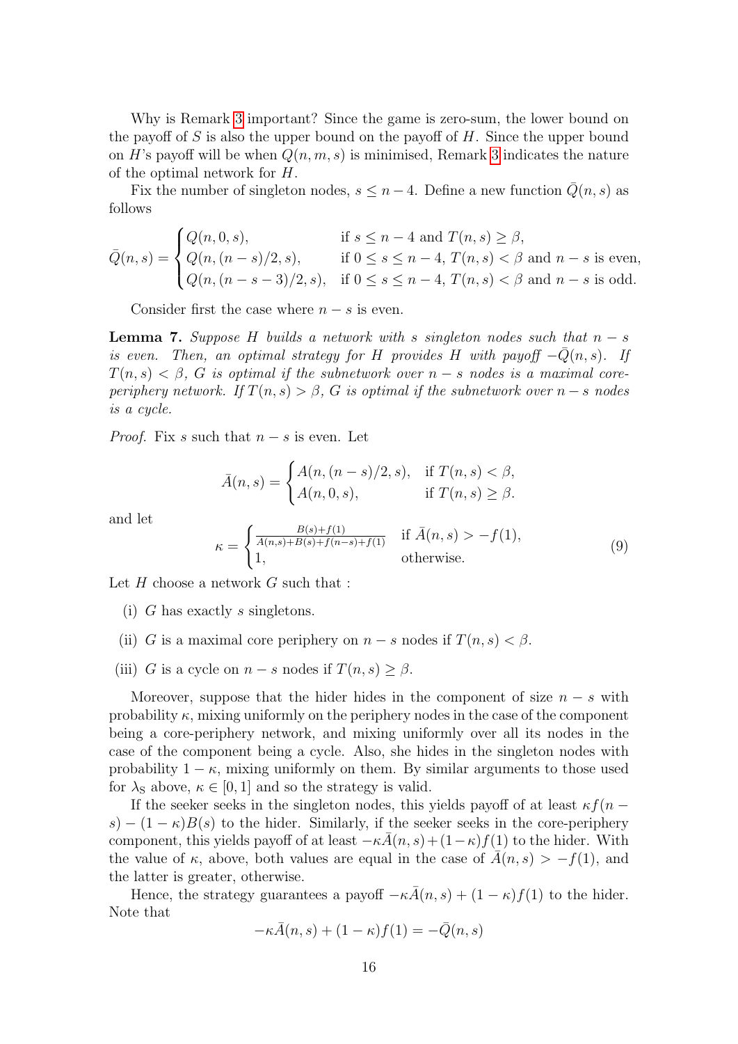Why is Remark 3 important? Since the game is zero-sum, the lower bound on the payoff of $S$ is also the upper bound on the payoff of $H$. Since the upper bound on $H$'s payoff will be when $Q(n, m, s)$ is minimised, Remark 3 indicates the nature of the optimal network for $H$.

Fix the number of singleton nodes, $s \leq n - 4$. Define a new function $\bar{Q}(n, s)$ as follows

$$\bar{Q}(n,s) = \begin{cases} Q(n, 0, s), & \text{if } s \leq n-4 \text{ and } T(n,s) \geq \beta, \\ Q(n, (n-s)/2, s), & \text{if } 0 \leq s \leq n-4,\ T(n,s) < \beta \text{ and } n-s \text{ is even}, \\ Q(n, (n-s-3)/2, s), & \text{if } 0 \leq s \leq n-4,\ T(n,s) < \beta \text{ and } n-s \text{ is odd}. \end{cases}$$

Consider first the case where $n - s$ is even.

**Lemma 7.** *Suppose $H$ builds a network with $s$ singleton nodes such that $n - s$ is even. Then, an optimal strategy for $H$ provides $H$ with payoff $-\bar{Q}(n, s)$. If $T(n, s) < \beta$, $G$ is optimal if the subnetwork over $n - s$ nodes is a maximal core-periphery network. If $T(n, s) > \beta$, $G$ is optimal if the subnetwork over $n - s$ nodes is a cycle.*

*Proof.* Fix $s$ such that $n - s$ is even. Let

$$\bar{A}(n,s) = \begin{cases} A(n, (n-s)/2, s), & \text{if } T(n,s) < \beta, \\ A(n, 0, s), & \text{if } T(n,s) \geq \beta. \end{cases}$$

and let

$$\kappa = \begin{cases} \frac{B(s)+f(1)}{\bar{A}(n,s)+B(s)+f(n-s)+f(1)} & \text{if } \bar{A}(n,s) > -f(1), \\ 1, & \text{otherwise.} \end{cases} \tag{9}$$

Let $H$ choose a network $G$ such that :

(i) $G$ has exactly $s$ singletons.

(ii) $G$ is a maximal core periphery on $n - s$ nodes if $T(n, s) < \beta$.

(iii) $G$ is a cycle on $n - s$ nodes if $T(n, s) \geq \beta$.

Moreover, suppose that the hider hides in the component of size $n - s$ with probability $\kappa$, mixing uniformly on the periphery nodes in the case of the component being a core-periphery network, and mixing uniformly over all its nodes in the case of the component being a cycle. Also, she hides in the singleton nodes with probability $1 - \kappa$, mixing uniformly on them. By similar arguments to those used for $\lambda_S$ above, $\kappa \in [0, 1]$ and so the strategy is valid.

If the seeker seeks in the singleton nodes, this yields payoff of at least $\kappa f(n - s) - (1 - \kappa)B(s)$ to the hider. Similarly, if the seeker seeks in the core-periphery component, this yields payoff of at least $-\kappa\bar{A}(n, s) + (1 - \kappa)f(1)$ to the hider. With the value of $\kappa$, above, both values are equal in the case of $\bar{A}(n, s) > -f(1)$, and the latter is greater, otherwise.

Hence, the strategy guarantees a payoff $-\kappa\bar{A}(n, s) + (1 - \kappa)f(1)$ to the hider. Note that

$$-\kappa\bar{A}(n,s) + (1-\kappa)f(1) = -\bar{Q}(n,s)$$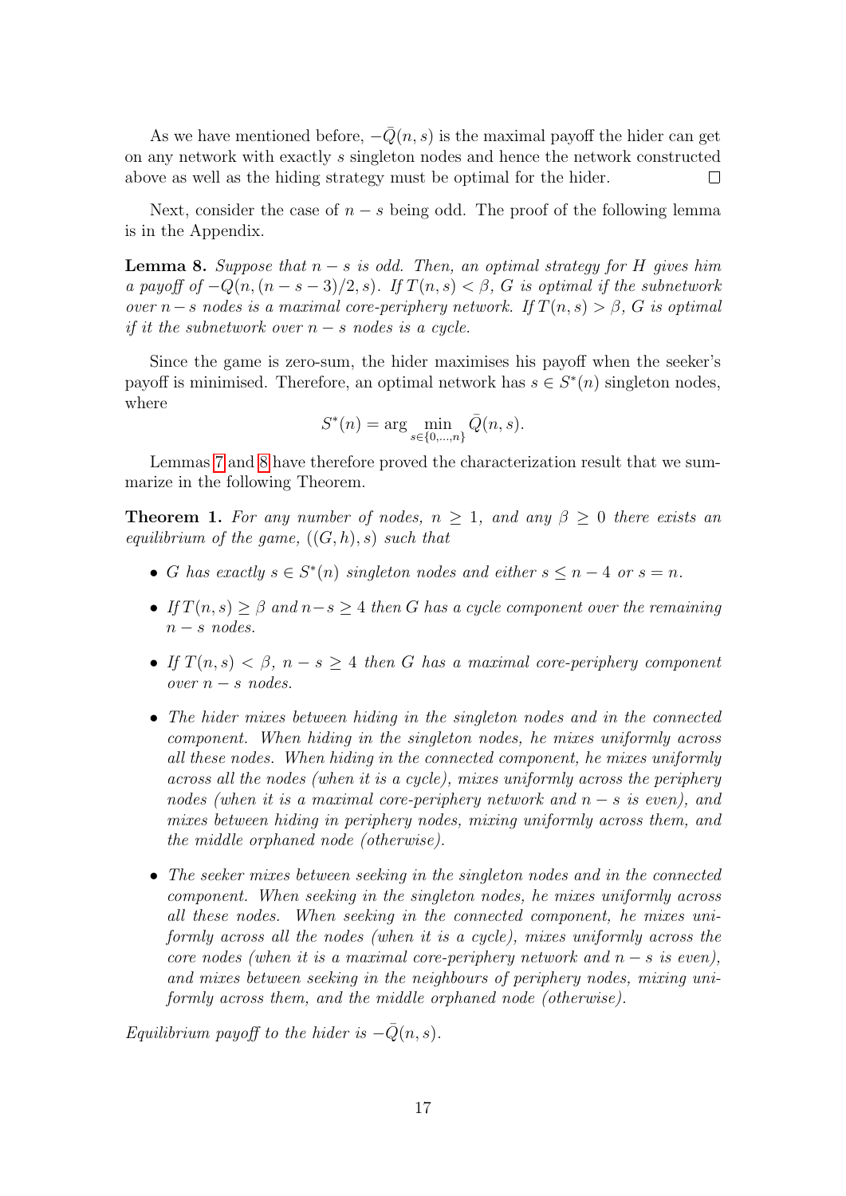As we have mentioned before, $-\bar{Q}(n, s)$ is the maximal payoff the hider can get on any network with exactly $s$ singleton nodes and hence the network constructed above as well as the hiding strategy must be optimal for the hider. $\square$

Next, consider the case of $n - s$ being odd. The proof of the following lemma is in the Appendix.

**Lemma 8.** *Suppose that $n - s$ is odd. Then, an optimal strategy for $H$ gives him a payoff of $-Q(n, (n - s - 3)/2, s)$. If $T(n, s) < \beta$, $G$ is optimal if the subnetwork over $n - s$ nodes is a maximal core-periphery network. If $T(n, s) > \beta$, $G$ is optimal if it the subnetwork over $n - s$ nodes is a cycle.*

Since the game is zero-sum, the hider maximises his payoff when the seeker's payoff is minimised. Therefore, an optimal network has $s \in S^*(n)$ singleton nodes, where

$$S^*(n) = \arg \min_{s \in \{0,\ldots,n\}} \bar{Q}(n, s).$$

Lemmas 7 and 8 have therefore proved the characterization result that we summarize in the following Theorem.

**Theorem 1.** *For any number of nodes, $n \geq 1$, and any $\beta \geq 0$ there exists an equilibrium of the game, $((G, h), s)$ such that*

- *$G$ has exactly $s \in S^*(n)$ singleton nodes and either $s \leq n - 4$ or $s = n$.*
- *If $T(n, s) \geq \beta$ and $n - s \geq 4$ then $G$ has a cycle component over the remaining $n - s$ nodes.*
- *If $T(n, s) < \beta$, $n - s \geq 4$ then $G$ has a maximal core-periphery component over $n - s$ nodes.*
- *The hider mixes between hiding in the singleton nodes and in the connected component. When hiding in the singleton nodes, he mixes uniformly across all these nodes. When hiding in the connected component, he mixes uniformly across all the nodes (when it is a cycle), mixes uniformly across the periphery nodes (when it is a maximal core-periphery network and $n - s$ is even), and mixes between hiding in periphery nodes, mixing uniformly across them, and the middle orphaned node (otherwise).*
- *The seeker mixes between seeking in the singleton nodes and in the connected component. When seeking in the singleton nodes, he mixes uniformly across all these nodes. When seeking in the connected component, he mixes uniformly across all the nodes (when it is a cycle), mixes uniformly across the core nodes (when it is a maximal core-periphery network and $n - s$ is even), and mixes between seeking in the neighbours of periphery nodes, mixing uniformly across them, and the middle orphaned node (otherwise).*

*Equilibrium payoff to the hider is $-\bar{Q}(n, s)$.*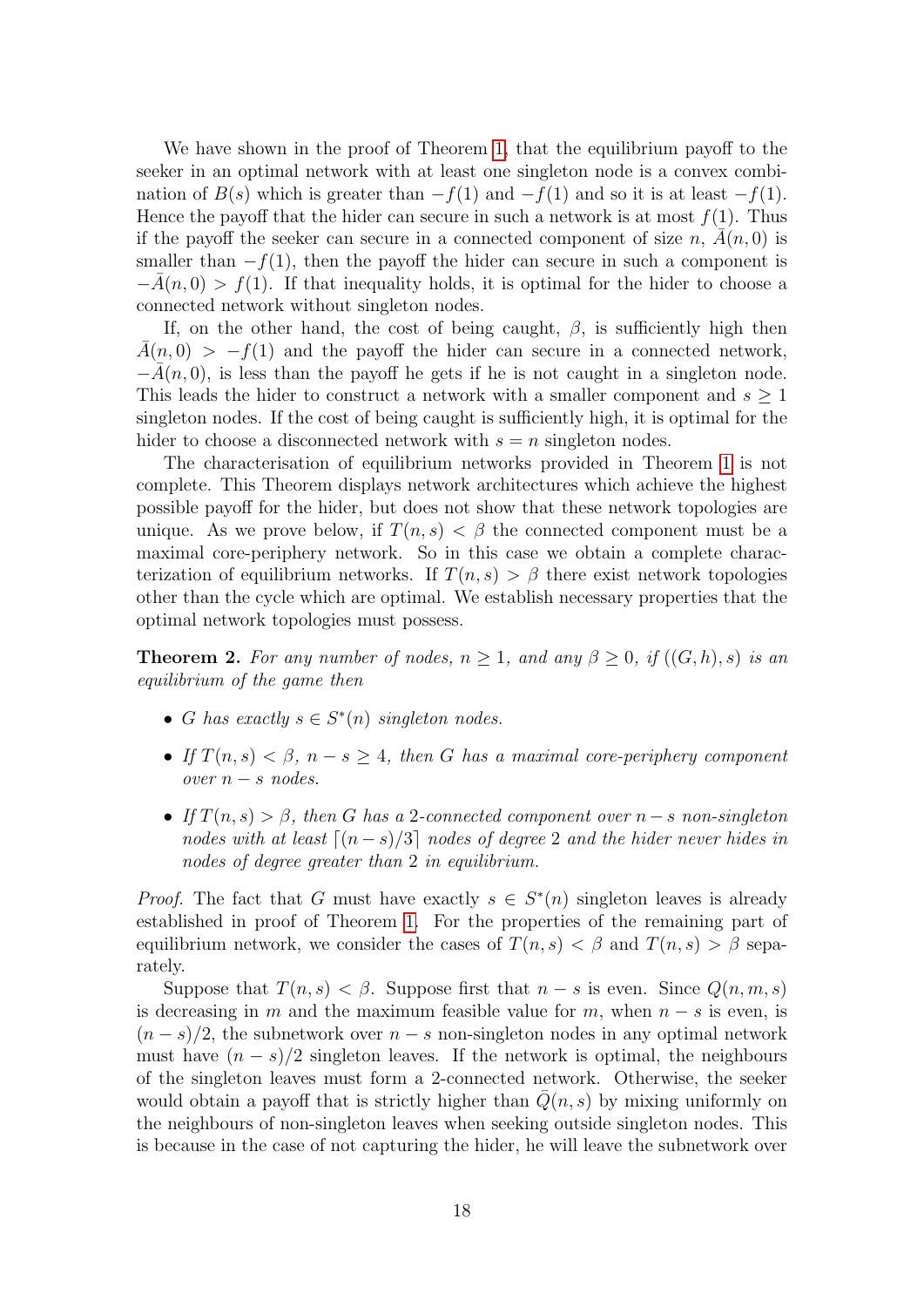We have shown in the proof of Theorem 1, that the equilibrium payoff to the seeker in an optimal network with at least one singleton node is a convex combination of $B(s)$ which is greater than $-f(1)$ and $-f(1)$ and so it is at least $-f(1)$. Hence the payoff that the hider can secure in such a network is at most $f(1)$. Thus if the payoff the seeker can secure in a connected component of size $n$, $\bar{A}(n, 0)$ is smaller than $-f(1)$, then the payoff the hider can secure in such a component is $-\bar{A}(n, 0) > f(1)$. If that inequality holds, it is optimal for the hider to choose a connected network without singleton nodes.

If, on the other hand, the cost of being caught, $\beta$, is sufficiently high then $\bar{A}(n, 0) > -f(1)$ and the payoff the hider can secure in a connected network, $-\bar{A}(n, 0)$, is less than the payoff he gets if he is not caught in a singleton node. This leads the hider to construct a network with a smaller component and $s \geq 1$ singleton nodes. If the cost of being caught is sufficiently high, it is optimal for the hider to choose a disconnected network with $s = n$ singleton nodes.

The characterisation of equilibrium networks provided in Theorem 1 is not complete. This Theorem displays network architectures which achieve the highest possible payoff for the hider, but does not show that these network topologies are unique. As we prove below, if $T(n, s) < \beta$ the connected component must be a maximal core-periphery network. So in this case we obtain a complete characterization of equilibrium networks. If $T(n, s) > \beta$ there exist network topologies other than the cycle which are optimal. We establish necessary properties that the optimal network topologies must possess.

**Theorem 2.** *For any number of nodes, $n \geq 1$, and any $\beta \geq 0$, if $((G, h), s)$ is an equilibrium of the game then*

- *$G$ has exactly $s \in S^*(n)$ singleton nodes.*
- *If $T(n, s) < \beta$, $n - s \geq 4$, then $G$ has a maximal core-periphery component over $n - s$ nodes.*
- *If $T(n, s) > \beta$, then $G$ has a 2-connected component over $n - s$ non-singleton nodes with at least $\lceil (n - s)/3 \rceil$ nodes of degree 2 and the hider never hides in nodes of degree greater than 2 in equilibrium.*

*Proof.* The fact that $G$ must have exactly $s \in S^*(n)$ singleton leaves is already established in proof of Theorem 1. For the properties of the remaining part of equilibrium network, we consider the cases of $T(n, s) < \beta$ and $T(n, s) > \beta$ separately.

Suppose that $T(n, s) < \beta$. Suppose first that $n - s$ is even. Since $Q(n, m, s)$ is decreasing in $m$ and the maximum feasible value for $m$, when $n - s$ is even, is $(n - s)/2$, the subnetwork over $n - s$ non-singleton nodes in any optimal network must have $(n - s)/2$ singleton leaves. If the network is optimal, the neighbours of the singleton leaves must form a 2-connected network. Otherwise, the seeker would obtain a payoff that is strictly higher than $\bar{Q}(n, s)$ by mixing uniformly on the neighbours of non-singleton leaves when seeking outside singleton nodes. This is because in the case of not capturing the hider, he will leave the subnetwork over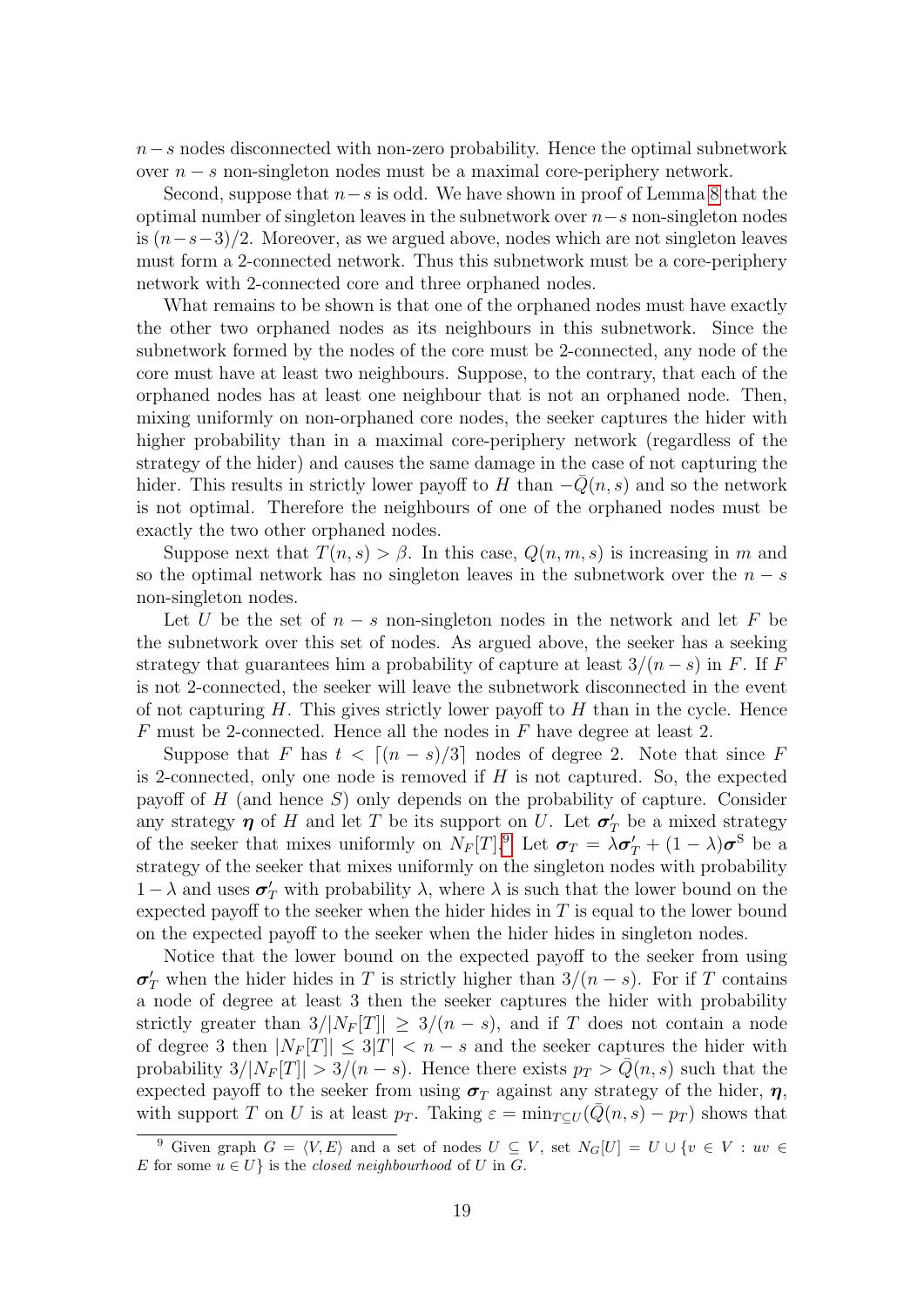$n-s$ nodes disconnected with non-zero probability. Hence the optimal subnetwork over $n-s$ non-singleton nodes must be a maximal core-periphery network.

Second, suppose that $n-s$ is odd. We have shown in proof of Lemma 8 that the optimal number of singleton leaves in the subnetwork over $n-s$ non-singleton nodes is $(n-s-3)/2$. Moreover, as we argued above, nodes which are not singleton leaves must form a 2-connected network. Thus this subnetwork must be a core-periphery network with 2-connected core and three orphaned nodes.

What remains to be shown is that one of the orphaned nodes must have exactly the other two orphaned nodes as its neighbours in this subnetwork. Since the subnetwork formed by the nodes of the core must be 2-connected, any node of the core must have at least two neighbours. Suppose, to the contrary, that each of the orphaned nodes has at least one neighbour that is not an orphaned node. Then, mixing uniformly on non-orphaned core nodes, the seeker captures the hider with higher probability than in a maximal core-periphery network (regardless of the strategy of the hider) and causes the same damage in the case of not capturing the hider. This results in strictly lower payoff to $H$ than $-\bar{Q}(n,s)$ and so the network is not optimal. Therefore the neighbours of one of the orphaned nodes must be exactly the two other orphaned nodes.

Suppose next that $T(n,s) > \beta$. In this case, $Q(n,m,s)$ is increasing in $m$ and so the optimal network has no singleton leaves in the subnetwork over the $n-s$ non-singleton nodes.

Let $U$ be the set of $n-s$ non-singleton nodes in the network and let $F$ be the subnetwork over this set of nodes. As argued above, the seeker has a seeking strategy that guarantees him a probability of capture at least $3/(n-s)$ in $F$. If $F$ is not 2-connected, the seeker will leave the subnetwork disconnected in the event of not capturing $H$. This gives strictly lower payoff to $H$ than in the cycle. Hence $F$ must be 2-connected. Hence all the nodes in $F$ have degree at least 2.

Suppose that $F$ has $t < \lceil (n-s)/3 \rceil$ nodes of degree 2. Note that since $F$ is 2-connected, only one node is removed if $H$ is not captured. So, the expected payoff of $H$ (and hence $S$) only depends on the probability of capture. Consider any strategy $\boldsymbol{\eta}$ of $H$ and let $T$ be its support on $U$. Let $\boldsymbol{\sigma}'_T$ be a mixed strategy of the seeker that mixes uniformly on $N_F[T]$.[9] Let $\boldsymbol{\sigma}_T = \lambda\boldsymbol{\sigma}'_T + (1-\lambda)\boldsymbol{\sigma}^{\mathrm{S}}$ be a strategy of the seeker that mixes uniformly on the singleton nodes with probability $1-\lambda$ and uses $\boldsymbol{\sigma}'_T$ with probability $\lambda$, where $\lambda$ is such that the lower bound on the expected payoff to the seeker when the hider hides in $T$ is equal to the lower bound on the expected payoff to the seeker when the hider hides in singleton nodes.

Notice that the lower bound on the expected payoff to the seeker from using $\boldsymbol{\sigma}'_T$ when the hider hides in $T$ is strictly higher than $3/(n-s)$. For if $T$ contains a node of degree at least 3 then the seeker captures the hider with probability strictly greater than $3/|N_F[T]| \geq 3/(n-s)$, and if $T$ does not contain a node of degree 3 then $|N_F[T]| \leq 3|T| < n-s$ and the seeker captures the hider with probability $3/|N_F[T]| > 3/(n-s)$. Hence there exists $p_T > \bar{Q}(n,s)$ such that the expected payoff to the seeker from using $\boldsymbol{\sigma}_T$ against any strategy of the hider, $\boldsymbol{\eta}$, with support $T$ on $U$ is at least $p_T$. Taking $\varepsilon = \min_{T \subseteq U}(\bar{Q}(n,s) - p_T)$ shows that

[9] Given graph $G = \langle V, E \rangle$ and a set of nodes $U \subseteq V$, set $N_G[U] = U \cup \{v \in V : uv \in E \text{ for some } u \in U\}$ is the *closed neighbourhood* of $U$ in $G$.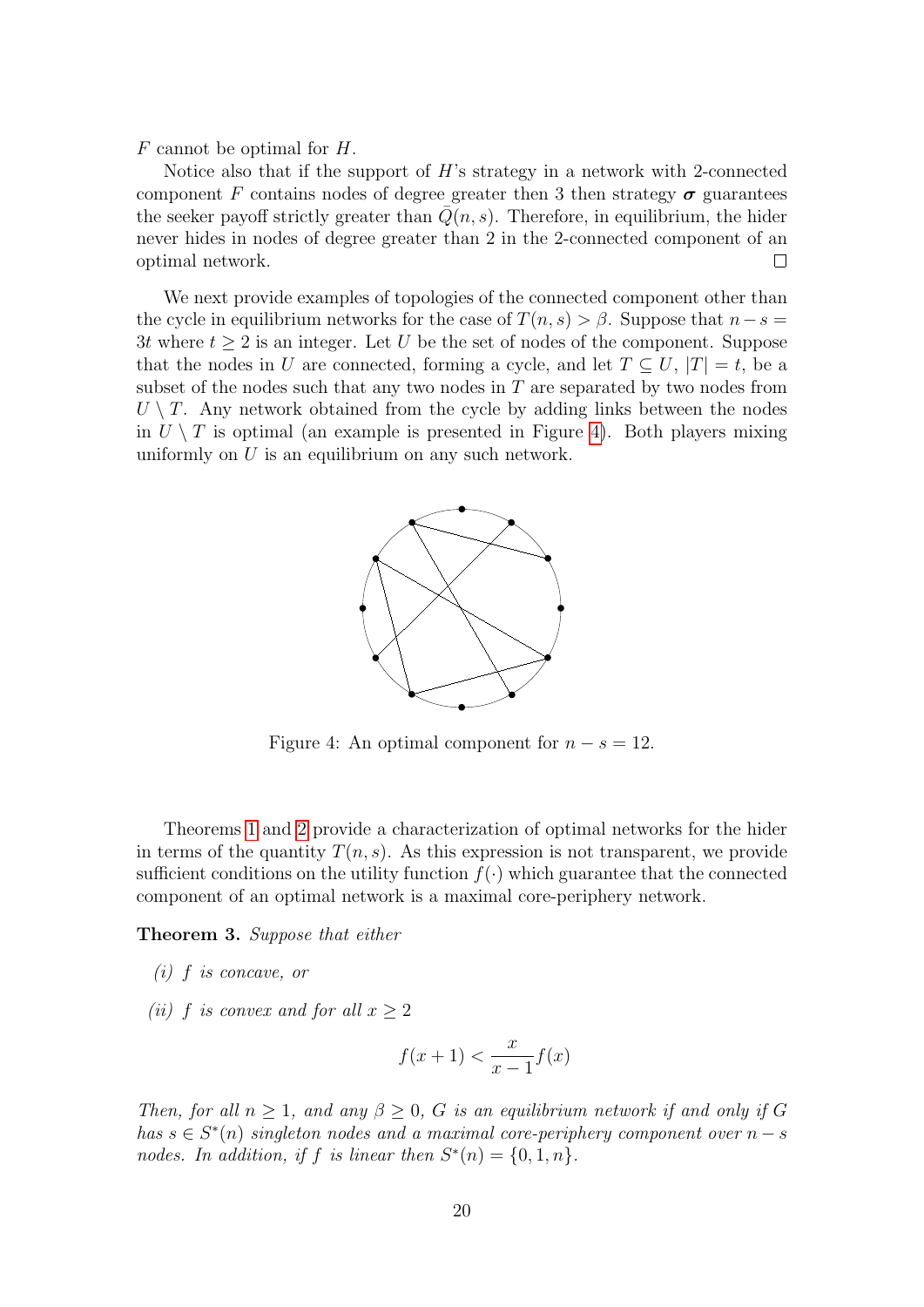$F$ cannot be optimal for $H$.

Notice also that if the support of $H$'s strategy in a network with 2-connected component $F$ contains nodes of degree greater then 3 then strategy $\boldsymbol{\sigma}$ guarantees the seeker payoff strictly greater than $\bar{Q}(n, s)$. Therefore, in equilibrium, the hider never hides in nodes of degree greater than 2 in the 2-connected component of an optimal network. □

We next provide examples of topologies of the connected component other than the cycle in equilibrium networks for the case of $T(n, s) > \beta$. Suppose that $n - s = 3t$ where $t \geq 2$ is an integer. Let $U$ be the set of nodes of the component. Suppose that the nodes in $U$ are connected, forming a cycle, and let $T \subseteq U$, $|T| = t$, be a subset of the nodes such that any two nodes in $T$ are separated by two nodes from $U \setminus T$. Any network obtained from the cycle by adding links between the nodes in $U \setminus T$ is optimal (an example is presented in Figure 4). Both players mixing uniformly on $U$ is an equilibrium on any such network.

Figure 4: An optimal component for $n - s = 12$.

Theorems 1 and 2 provide a characterization of optimal networks for the hider in terms of the quantity $T(n, s)$. As this expression is not transparent, we provide sufficient conditions on the utility function $f(\cdot)$ which guarantee that the connected component of an optimal network is a maximal core-periphery network.

**Theorem 3.** *Suppose that either*

*(i) $f$ is concave, or*

*(ii) $f$ is convex and for all $x \geq 2$*

$$f(x + 1) < \frac{x}{x - 1} f(x)$$

*Then, for all $n \geq 1$, and any $\beta \geq 0$, $G$ is an equilibrium network if and only if $G$ has $s \in S^*(n)$ singleton nodes and a maximal core-periphery component over $n - s$ nodes. In addition, if $f$ is linear then $S^*(n) = \{0, 1, n\}$.*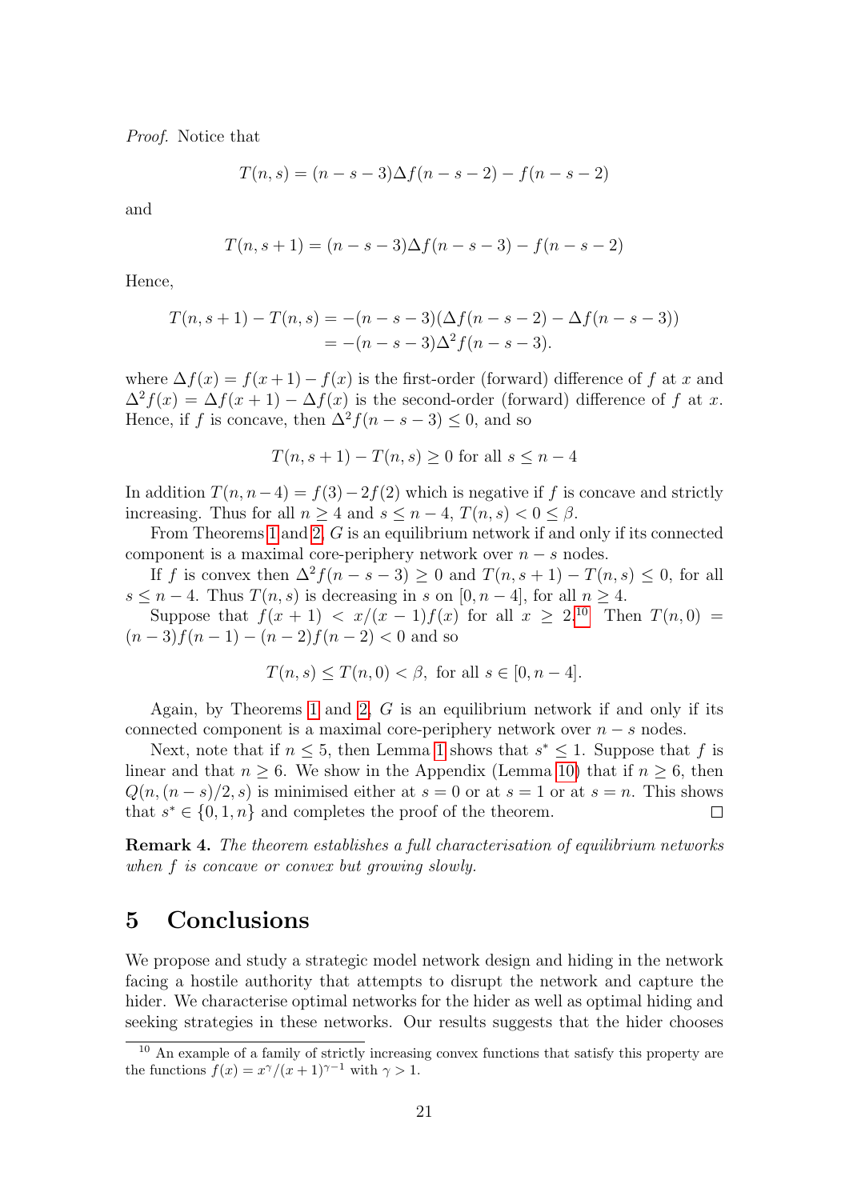*Proof.* Notice that

$$T(n,s) = (n-s-3)\Delta f(n-s-2) - f(n-s-2)$$

and

$$T(n,s+1) = (n-s-3)\Delta f(n-s-3) - f(n-s-2)$$

Hence,

$$\begin{aligned} T(n,s+1) - T(n,s) &= -(n-s-3)(\Delta f(n-s-2) - \Delta f(n-s-3)) \\ &= -(n-s-3)\Delta^2 f(n-s-3). \end{aligned}$$

where $\Delta f(x) = f(x+1) - f(x)$ is the first-order (forward) difference of $f$ at $x$ and $\Delta^2 f(x) = \Delta f(x+1) - \Delta f(x)$ is the second-order (forward) difference of $f$ at $x$. Hence, if $f$ is concave, then $\Delta^2 f(n-s-3) \leq 0$, and so

$$T(n,s+1) - T(n,s) \geq 0 \text{ for all } s \leq n-4$$

In addition $T(n,n-4) = f(3) - 2f(2)$ which is negative if $f$ is concave and strictly increasing. Thus for all $n \geq 4$ and $s \leq n-4$, $T(n,s) < 0 \leq \beta$.

From Theorems 1 and 2, $G$ is an equilibrium network if and only if its connected component is a maximal core-periphery network over $n-s$ nodes.

If $f$ is convex then $\Delta^2 f(n-s-3) \geq 0$ and $T(n,s+1) - T(n,s) \leq 0$, for all $s \leq n-4$. Thus $T(n,s)$ is decreasing in $s$ on $[0, n-4]$, for all $n \geq 4$.

Suppose that $f(x+1) < x/(x-1)f(x)$ for all $x \geq 2$.[10] Then $T(n,0) = (n-3)f(n-1) - (n-2)f(n-2) < 0$ and so

$$T(n,s) \leq T(n,0) < \beta, \text{ for all } s \in [0, n-4].$$

Again, by Theorems 1 and 2, $G$ is an equilibrium network if and only if its connected component is a maximal core-periphery network over $n-s$ nodes.

Next, note that if $n \leq 5$, then Lemma 1 shows that $s^* \leq 1$. Suppose that $f$ is linear and that $n \geq 6$. We show in the Appendix (Lemma 10) that if $n \geq 6$, then $Q(n,(n-s)/2,s)$ is minimised either at $s=0$ or at $s=1$ or at $s=n$. This shows that $s^* \in \{0,1,n\}$ and completes the proof of the theorem. $\square$

**Remark 4.** *The theorem establishes a full characterisation of equilibrium networks when $f$ is concave or convex but growing slowly.*

## 5 Conclusions

We propose and study a strategic model network design and hiding in the network facing a hostile authority that attempts to disrupt the network and capture the hider. We characterise optimal networks for the hider as well as optimal hiding and seeking strategies in these networks. Our results suggests that the hider chooses

[10] An example of a family of strictly increasing convex functions that satisfy this property are the functions $f(x) = x^\gamma/(x+1)^{\gamma-1}$ with $\gamma > 1$.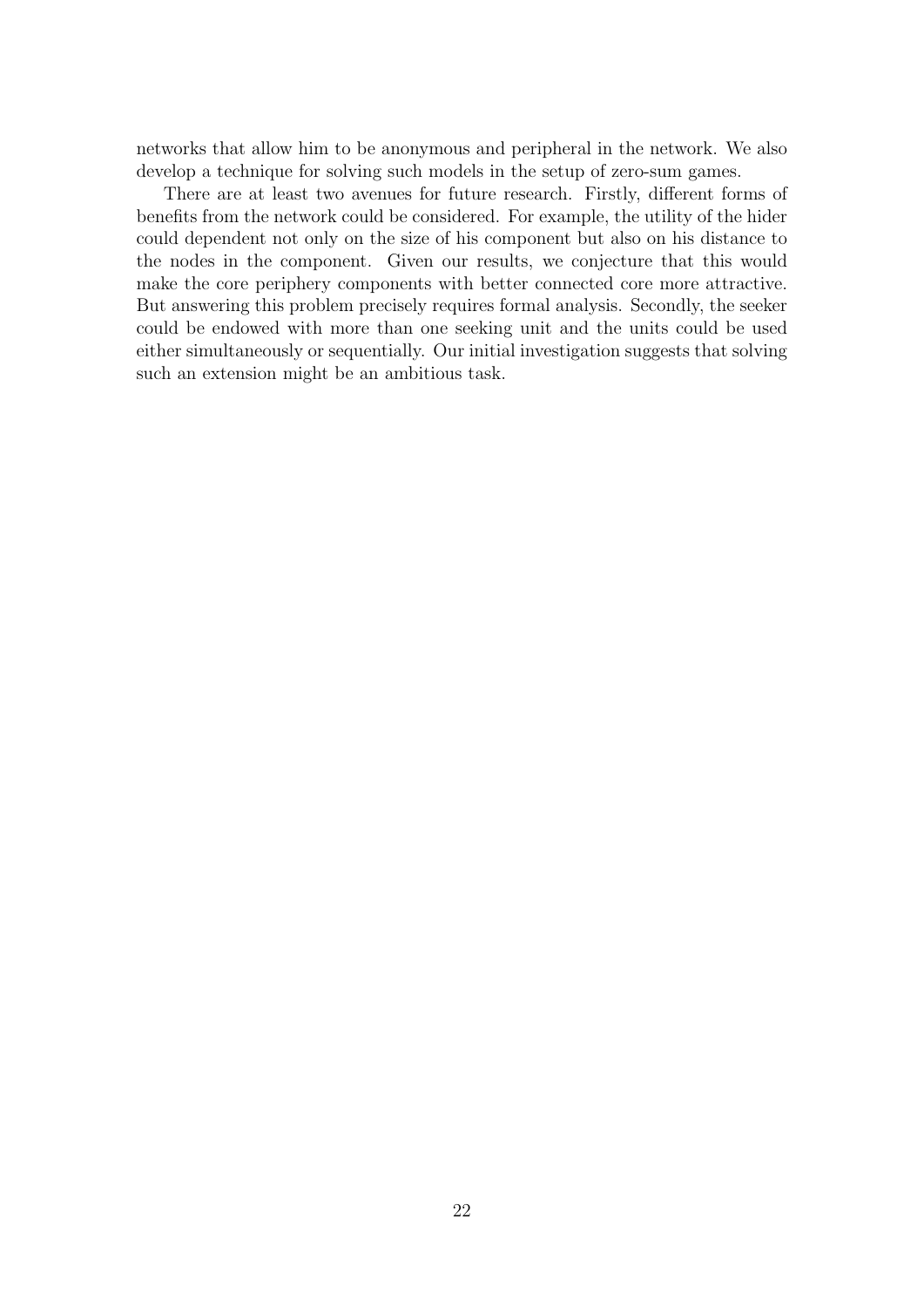networks that allow him to be anonymous and peripheral in the network. We also develop a technique for solving such models in the setup of zero-sum games.

There are at least two avenues for future research. Firstly, different forms of benefits from the network could be considered. For example, the utility of the hider could dependent not only on the size of his component but also on his distance to the nodes in the component. Given our results, we conjecture that this would make the core periphery components with better connected core more attractive. But answering this problem precisely requires formal analysis. Secondly, the seeker could be endowed with more than one seeking unit and the units could be used either simultaneously or sequentially. Our initial investigation suggests that solving such an extension might be an ambitious task.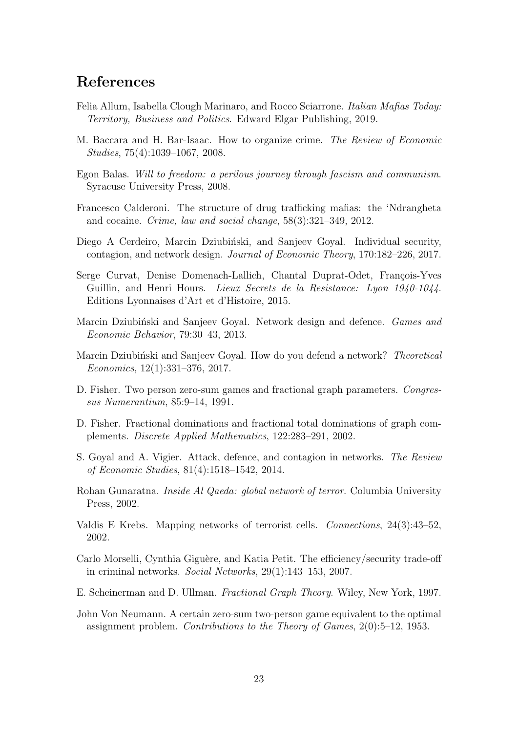# References

Felia Allum, Isabella Clough Marinaro, and Rocco Sciarrone. *Italian Mafias Today: Territory, Business and Politics*. Edward Elgar Publishing, 2019.

M. Baccara and H. Bar-Isaac. How to organize crime. *The Review of Economic Studies*, 75(4):1039–1067, 2008.

Egon Balas. *Will to freedom: a perilous journey through fascism and communism*. Syracuse University Press, 2008.

Francesco Calderoni. The structure of drug trafficking mafias: the 'Ndrangheta and cocaine. *Crime, law and social change*, 58(3):321–349, 2012.

Diego A Cerdeiro, Marcin Dziubiński, and Sanjeev Goyal. Individual security, contagion, and network design. *Journal of Economic Theory*, 170:182–226, 2017.

Serge Curvat, Denise Domenach-Lallich, Chantal Duprat-Odet, François-Yves Guillin, and Henri Hours. *Lieux Secrets de la Resistance: Lyon 1940-1044*. Editions Lyonnaises d'Art et d'Histoire, 2015.

Marcin Dziubiński and Sanjeev Goyal. Network design and defence. *Games and Economic Behavior*, 79:30–43, 2013.

Marcin Dziubiński and Sanjeev Goyal. How do you defend a network? *Theoretical Economics*, 12(1):331–376, 2017.

D. Fisher. Two person zero-sum games and fractional graph parameters. *Congressus Numerantium*, 85:9–14, 1991.

D. Fisher. Fractional dominations and fractional total dominations of graph complements. *Discrete Applied Mathematics*, 122:283–291, 2002.

S. Goyal and A. Vigier. Attack, defence, and contagion in networks. *The Review of Economic Studies*, 81(4):1518–1542, 2014.

Rohan Gunaratna. *Inside Al Qaeda: global network of terror*. Columbia University Press, 2002.

Valdis E Krebs. Mapping networks of terrorist cells. *Connections*, 24(3):43–52, 2002.

Carlo Morselli, Cynthia Giguère, and Katia Petit. The efficiency/security trade-off in criminal networks. *Social Networks*, 29(1):143–153, 2007.

E. Scheinerman and D. Ullman. *Fractional Graph Theory*. Wiley, New York, 1997.

John Von Neumann. A certain zero-sum two-person game equivalent to the optimal assignment problem. *Contributions to the Theory of Games*, 2(0):5–12, 1953.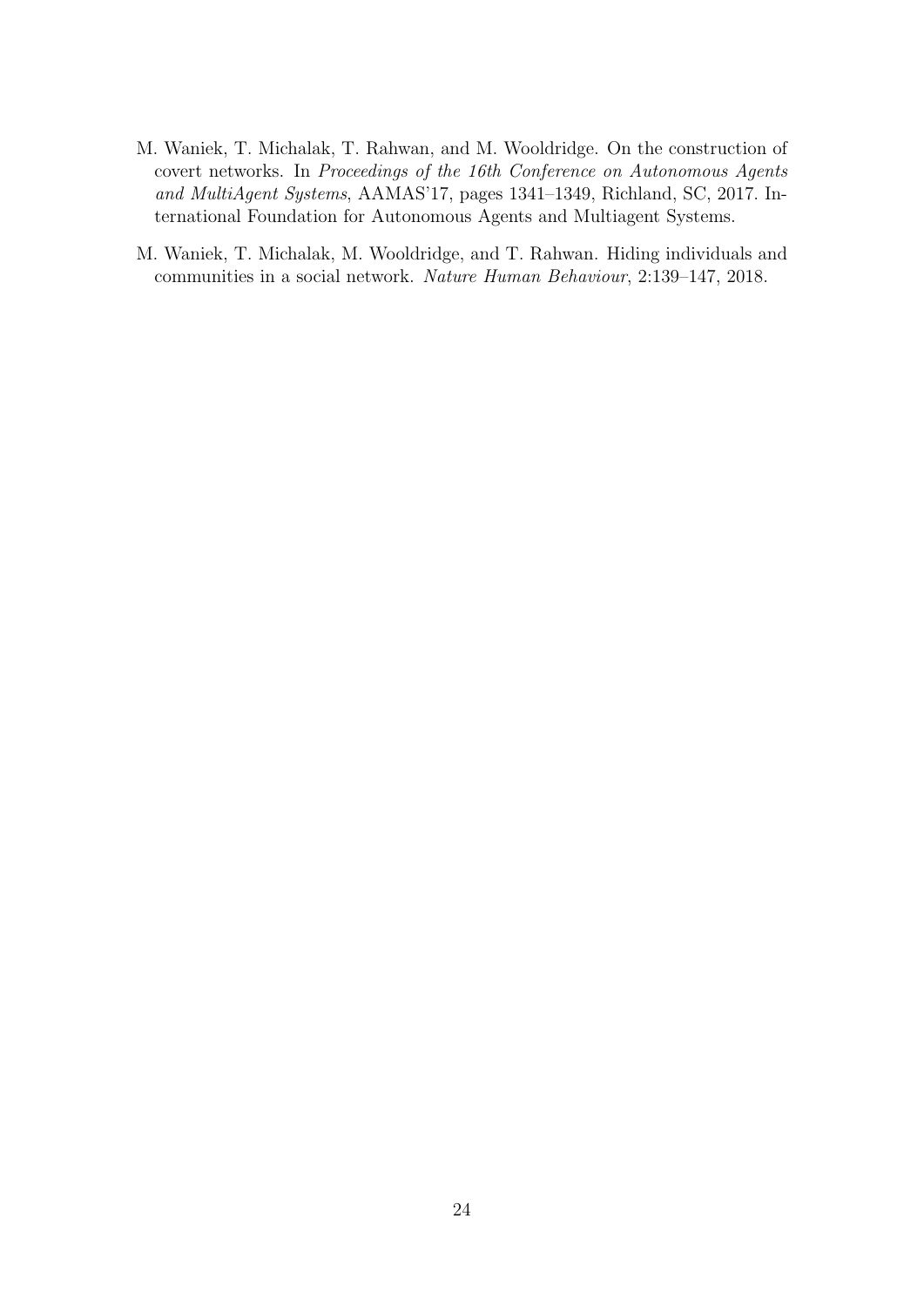M. Waniek, T. Michalak, T. Rahwan, and M. Wooldridge. On the construction of covert networks. In *Proceedings of the 16th Conference on Autonomous Agents and MultiAgent Systems*, AAMAS'17, pages 1341–1349, Richland, SC, 2017. International Foundation for Autonomous Agents and Multiagent Systems.

M. Waniek, T. Michalak, M. Wooldridge, and T. Rahwan. Hiding individuals and communities in a social network. *Nature Human Behaviour*, 2:139–147, 2018.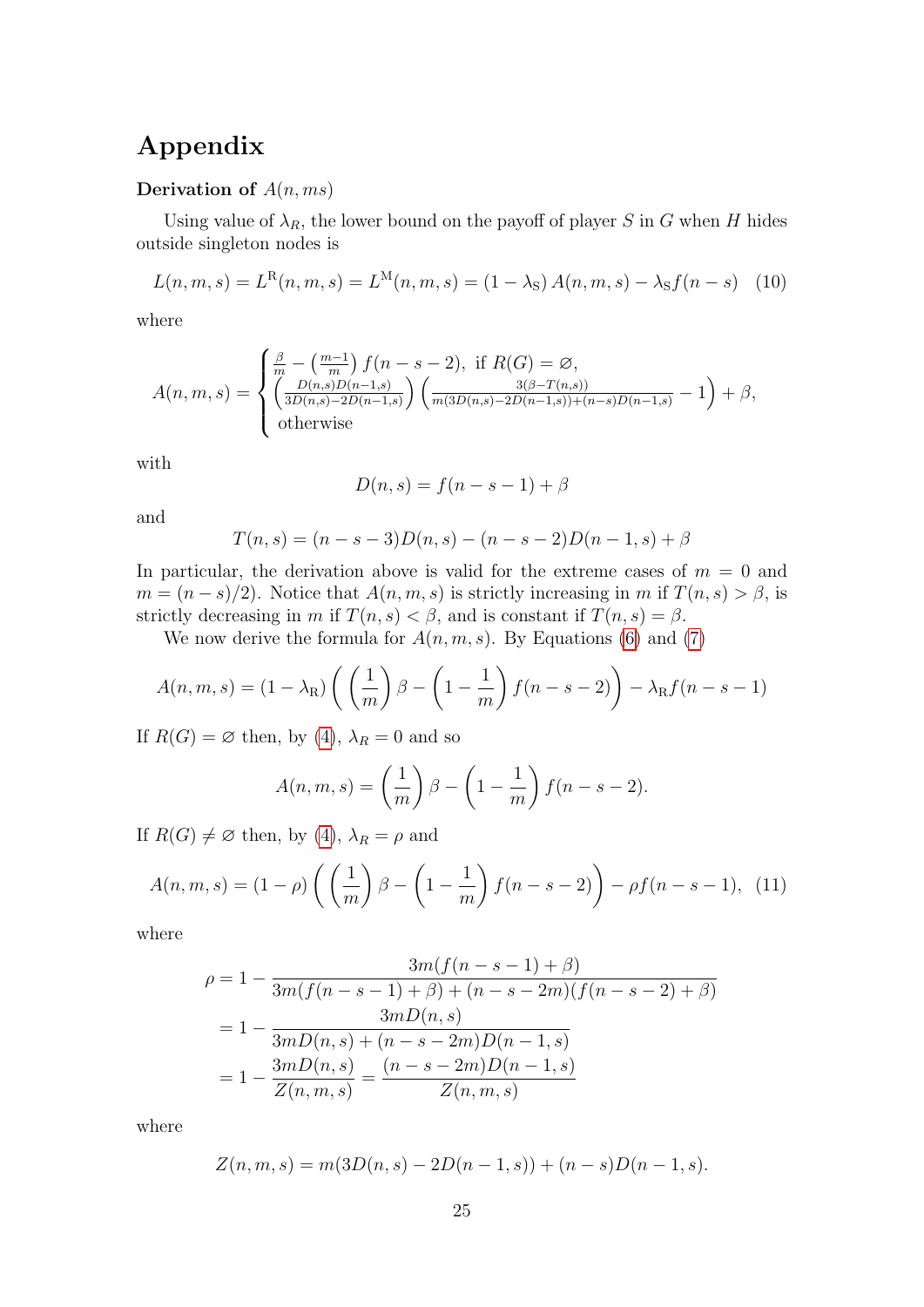# Appendix

**Derivation of $A(n, ms)$**

Using value of $\lambda_R$, the lower bound on the payoff of player $S$ in $G$ when $H$ hides outside singleton nodes is

$$L(n,m,s) = L^{\mathrm{R}}(n,m,s) = L^{\mathrm{M}}(n,m,s) = (1-\lambda_{\mathrm{S}})\,A(n,m,s) - \lambda_{\mathrm{S}} f(n-s) \quad (10)$$

where

$$A(n,m,s) = \begin{cases} \frac{\beta}{m} - \left(\frac{m-1}{m}\right) f(n-s-2), \text{ if } R(G) = \varnothing, \\ \left(\frac{D(n,s)D(n-1,s)}{3D(n,s)-2D(n-1,s)}\right)\left(\frac{3(\beta - T(n,s))}{m(3D(n,s)-2D(n-1,s))+(n-s)D(n-1,s)} - 1\right) + \beta, \\ \text{otherwise} \end{cases}$$

with

$$D(n,s) = f(n-s-1) + \beta$$

and

$$T(n,s) = (n-s-3)D(n,s) - (n-s-2)D(n-1,s) + \beta$$

In particular, the derivation above is valid for the extreme cases of $m = 0$ and $m = (n-s)/2$. Notice that $A(n,m,s)$ is strictly increasing in $m$ if $T(n,s) > \beta$, is strictly decreasing in $m$ if $T(n,s) < \beta$, and is constant if $T(n,s) = \beta$.

We now derive the formula for $A(n,m,s)$. By Equations (6) and (7)

$$A(n,m,s) = (1-\lambda_{\mathrm{R}})\left(\left(\frac{1}{m}\right)\beta - \left(1 - \frac{1}{m}\right) f(n-s-2)\right) - \lambda_{\mathrm{R}} f(n-s-1)$$

If $R(G) = \varnothing$ then, by (4), $\lambda_R = 0$ and so

$$A(n,m,s) = \left(\frac{1}{m}\right)\beta - \left(1 - \frac{1}{m}\right) f(n-s-2).$$

If $R(G) \neq \varnothing$ then, by (4), $\lambda_R = \rho$ and

$$A(n,m,s) = (1-\rho)\left(\left(\frac{1}{m}\right)\beta - \left(1 - \frac{1}{m}\right) f(n-s-2)\right) - \rho f(n-s-1), \quad (11)$$

where

$$\begin{aligned}
\rho &= 1 - \frac{3m(f(n-s-1)+\beta)}{3m(f(n-s-1)+\beta) + (n-s-2m)(f(n-s-2)+\beta)} \\
&= 1 - \frac{3mD(n,s)}{3mD(n,s) + (n-s-2m)D(n-1,s)} \\
&= 1 - \frac{3mD(n,s)}{Z(n,m,s)} = \frac{(n-s-2m)D(n-1,s)}{Z(n,m,s)}
\end{aligned}$$

where

$$Z(n,m,s) = m(3D(n,s) - 2D(n-1,s)) + (n-s)D(n-1,s).$$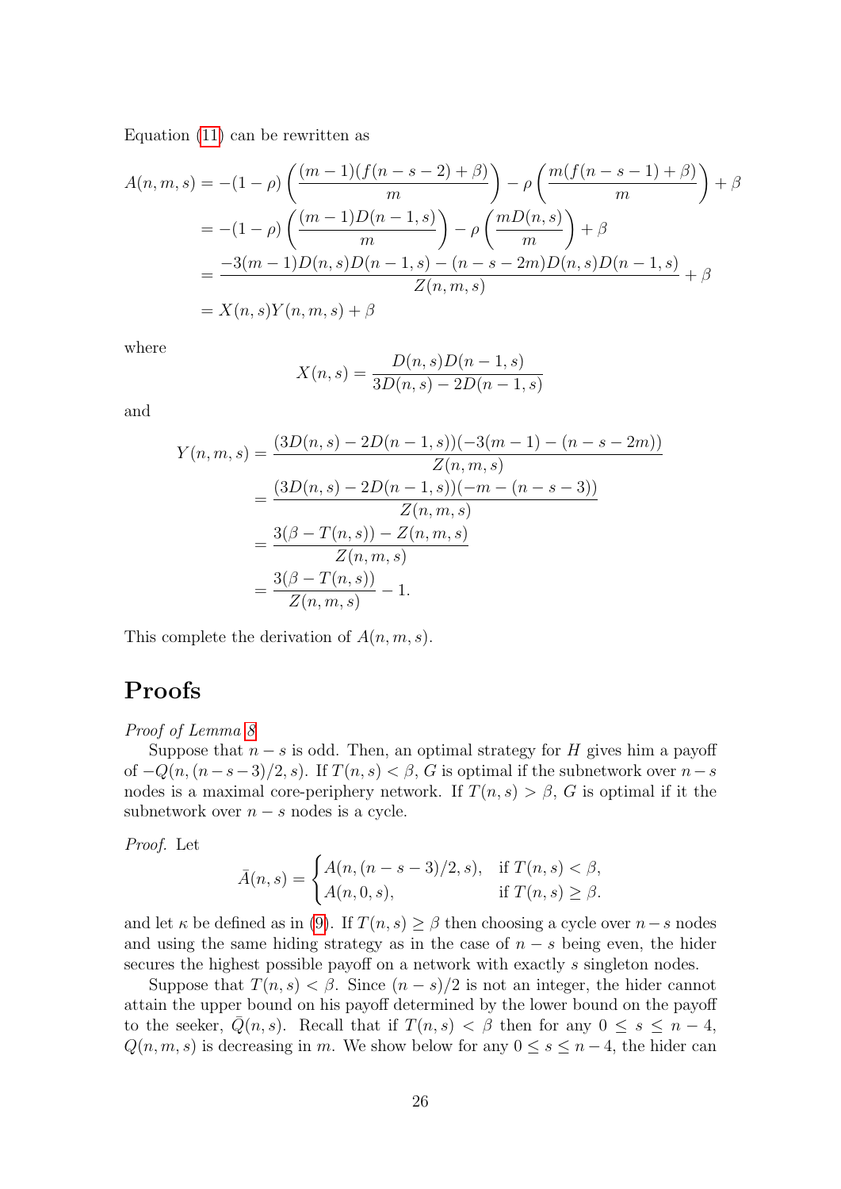Equation (11) can be rewritten as

$$
\begin{aligned}
A(n,m,s) &= -(1-\rho)\left(\frac{(m-1)(f(n-s-2)+\beta)}{m}\right) - \rho\left(\frac{m(f(n-s-1)+\beta)}{m}\right) + \beta \\
&= -(1-\rho)\left(\frac{(m-1)D(n-1,s)}{m}\right) - \rho\left(\frac{mD(n,s)}{m}\right) + \beta \\
&= \frac{-3(m-1)D(n,s)D(n-1,s) - (n-s-2m)D(n,s)D(n-1,s)}{Z(n,m,s)} + \beta \\
&= X(n,s)Y(n,m,s) + \beta
\end{aligned}
$$

where

$$
X(n,s) = \frac{D(n,s)D(n-1,s)}{3D(n,s) - 2D(n-1,s)}
$$

and

$$
\begin{aligned}
Y(n,m,s) &= \frac{(3D(n,s) - 2D(n-1,s))(-3(m-1) - (n-s-2m))}{Z(n,m,s)} \\
&= \frac{(3D(n,s) - 2D(n-1,s))(-m - (n-s-3))}{Z(n,m,s)} \\
&= \frac{3(\beta - T(n,s)) - Z(n,m,s)}{Z(n,m,s)} \\
&= \frac{3(\beta - T(n,s))}{Z(n,m,s)} - 1.
\end{aligned}
$$

This complete the derivation of $A(n,m,s)$.

# Proofs

*Proof of Lemma 8*

Suppose that $n-s$ is odd. Then, an optimal strategy for $H$ gives him a payoff of $-Q(n,(n-s-3)/2,s)$. If $T(n,s) < \beta$, $G$ is optimal if the subnetwork over $n-s$ nodes is a maximal core-periphery network. If $T(n,s) > \beta$, $G$ is optimal if the subnetwork over $n-s$ nodes is a cycle.

*Proof.* Let

$$
\bar{A}(n,s) = \begin{cases} A(n,(n-s-3)/2,s), & \text{if } T(n,s) < \beta, \\ A(n,0,s), & \text{if } T(n,s) \geq \beta. \end{cases}
$$

and let $\kappa$ be defined as in (9). If $T(n,s) \geq \beta$ then choosing a cycle over $n-s$ nodes and using the same hiding strategy as in the case of $n-s$ being even, the hider secures the highest possible payoff on a network with exactly $s$ singleton nodes.

Suppose that $T(n,s) < \beta$. Since $(n-s)/2$ is not an integer, the hider cannot attain the upper bound on his payoff determined by the lower bound on the payoff to the seeker, $\bar{Q}(n,s)$. Recall that if $T(n,s) < \beta$ then for any $0 \leq s \leq n-4$, $Q(n,m,s)$ is decreasing in $m$. We show below for any $0 \leq s \leq n-4$, the hider can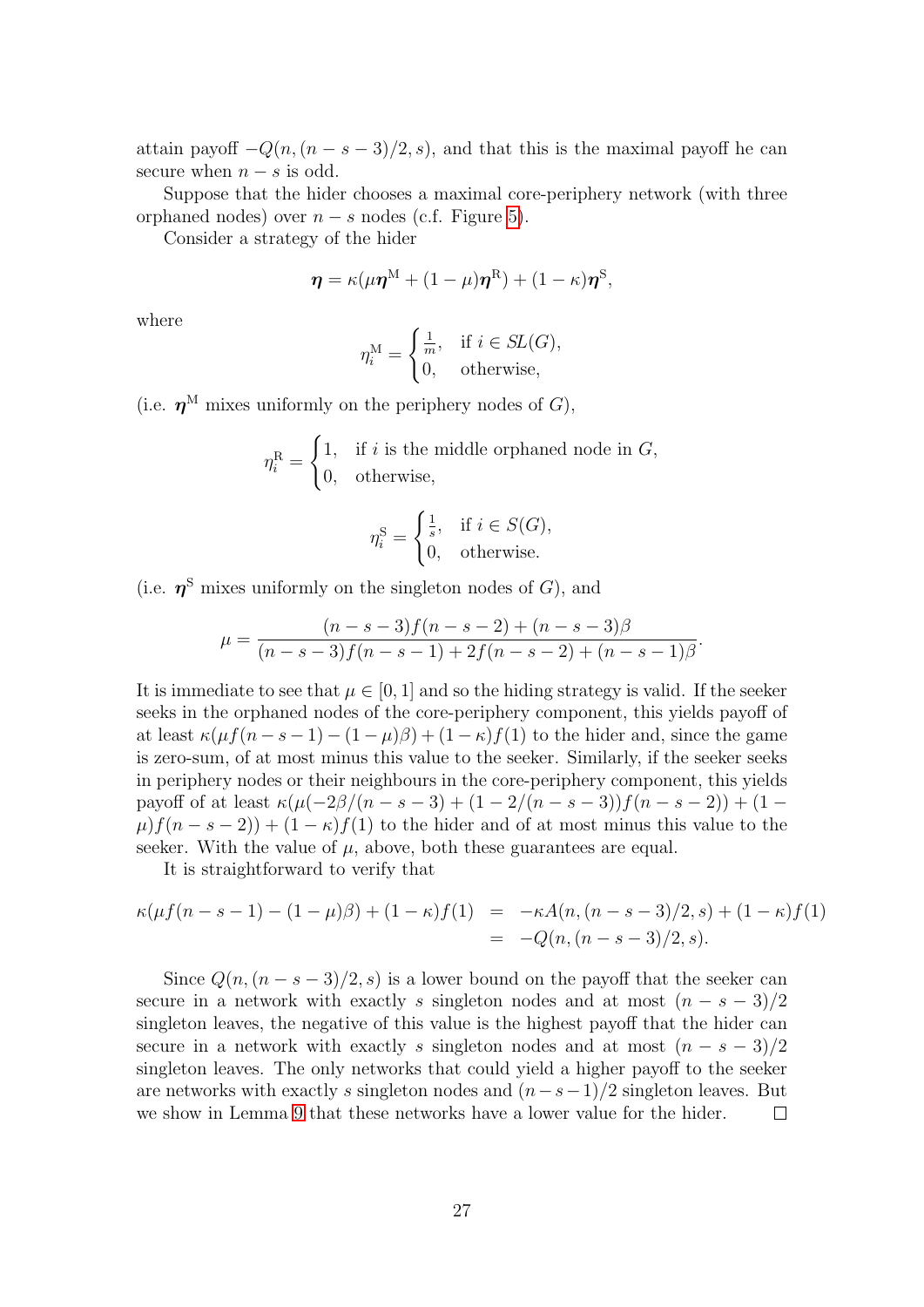attain payoff $-Q(n,(n-s-3)/2,s)$, and that this is the maximal payoff he can secure when $n-s$ is odd.

Suppose that the hider chooses a maximal core-periphery network (with three orphaned nodes) over $n-s$ nodes (c.f. Figure 5).

Consider a strategy of the hider

$$\boldsymbol{\eta} = \kappa(\mu\boldsymbol{\eta}^{\mathrm{M}} + (1-\mu)\boldsymbol{\eta}^{\mathrm{R}}) + (1-\kappa)\boldsymbol{\eta}^{\mathrm{S}},$$

where

$$\eta^{\mathrm{M}}_i = \begin{cases} \frac{1}{m}, & \text{if } i \in SL(G), \\ 0, & \text{otherwise,} \end{cases}$$

(i.e. $\boldsymbol{\eta}^{\mathrm{M}}$ mixes uniformly on the periphery nodes of $G$),

$$\eta^{\mathrm{R}}_i = \begin{cases} 1, & \text{if } i \text{ is the middle orphaned node in } G, \\ 0, & \text{otherwise,} \end{cases}$$

$$\eta^{\mathrm{S}}_i = \begin{cases} \frac{1}{s}, & \text{if } i \in S(G), \\ 0, & \text{otherwise.} \end{cases}$$

(i.e. $\boldsymbol{\eta}^{\mathrm{S}}$ mixes uniformly on the singleton nodes of $G$), and

$$\mu = \frac{(n-s-3)f(n-s-2) + (n-s-3)\beta}{(n-s-3)f(n-s-1) + 2f(n-s-2) + (n-s-1)\beta}.$$

It is immediate to see that $\mu \in [0,1]$ and so the hiding strategy is valid. If the seeker seeks in the orphaned nodes of the core-periphery component, this yields payoff of at least $\kappa(\mu f(n-s-1) - (1-\mu)\beta) + (1-\kappa)f(1)$ to the hider and, since the game is zero-sum, of at most minus this value to the seeker. Similarly, if the seeker seeks in periphery nodes or their neighbours in the core-periphery component, this yields payoff of at least $\kappa(\mu(-2\beta/(n-s-3) + (1-2/(n-s-3))f(n-s-2)) + (1-\mu)f(n-s-2)) + (1-\kappa)f(1)$ to the hider and of at most minus this value to the seeker. With the value of $\mu$, above, both these guarantees are equal.

It is straightforward to verify that

$$\begin{aligned}\kappa(\mu f(n-s-1) - (1-\mu)\beta) + (1-\kappa)f(1) &= -\kappa A(n,(n-s-3)/2,s) + (1-\kappa)f(1) \\ &= -Q(n,(n-s-3)/2,s).\end{aligned}$$

Since $Q(n,(n-s-3)/2,s)$ is a lower bound on the payoff that the seeker can secure in a network with exactly $s$ singleton nodes and at most $(n-s-3)/2$ singleton leaves, the negative of this value is the highest payoff that the hider can secure in a network with exactly $s$ singleton nodes and at most $(n-s-3)/2$ singleton leaves. The only networks that could yield a higher payoff to the seeker are networks with exactly $s$ singleton nodes and $(n-s-1)/2$ singleton leaves. But we show in Lemma 9 that these networks have a lower value for the hider. $\square$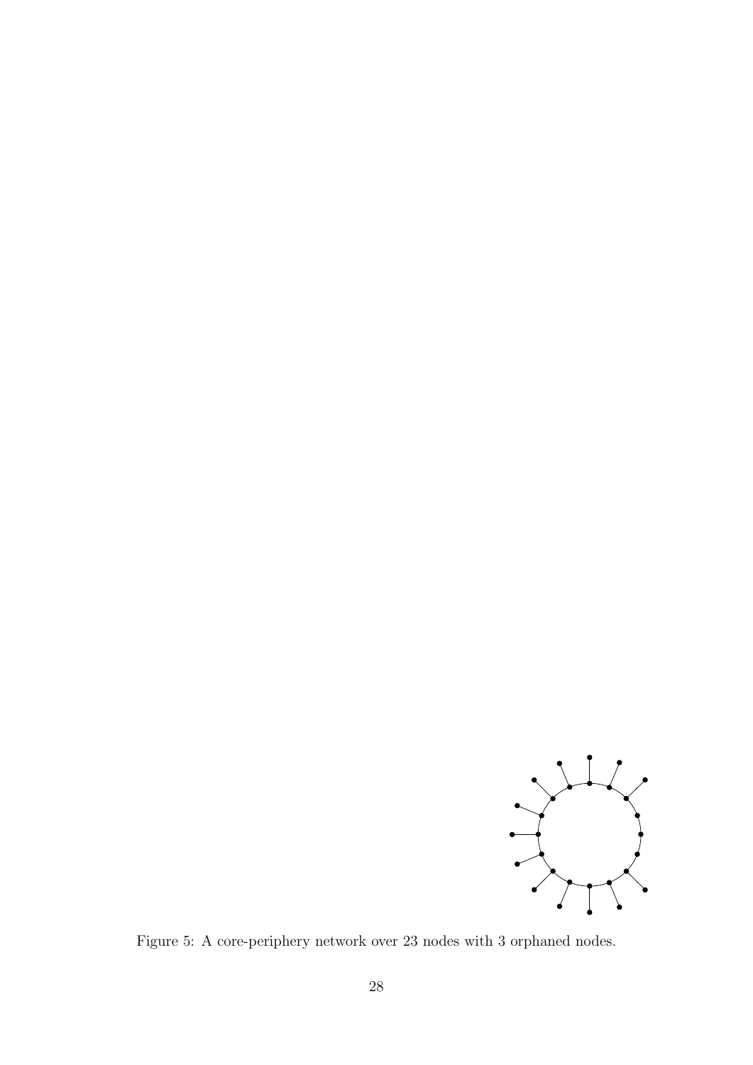Figure 5: A core-periphery network over 23 nodes with 3 orphaned nodes.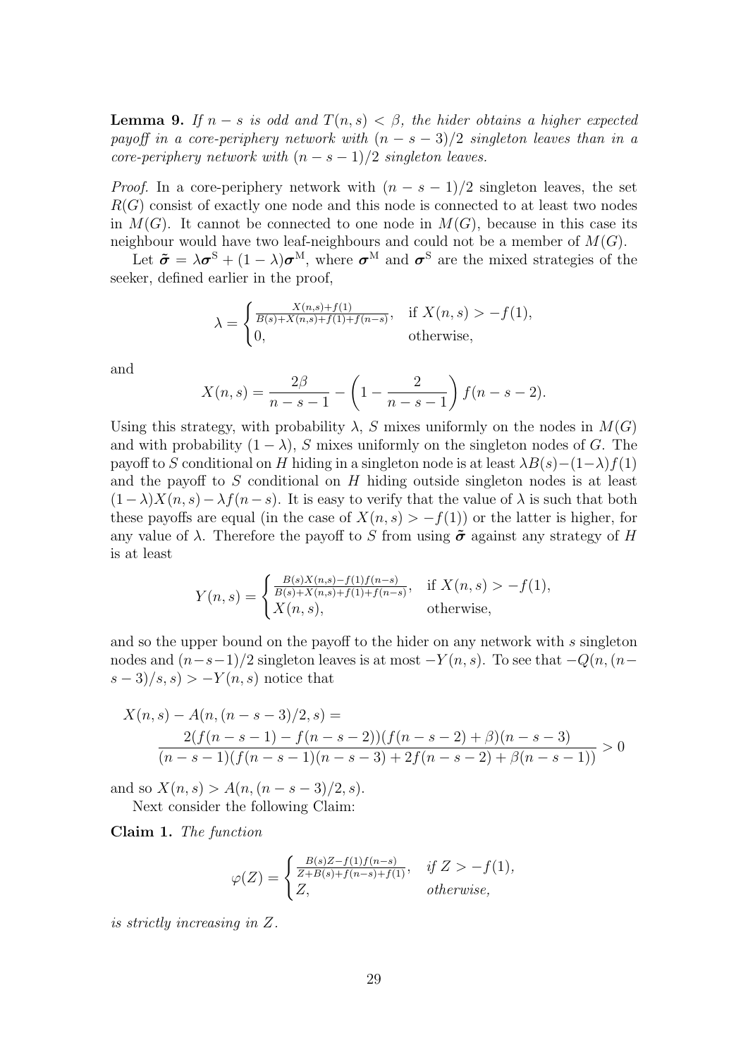**Lemma 9.** *If $n-s$ is odd and $T(n,s) < \beta$, the hider obtains a higher expected payoff in a core-periphery network with $(n-s-3)/2$ singleton leaves than in a core-periphery network with $(n-s-1)/2$ singleton leaves.*

*Proof.* In a core-periphery network with $(n-s-1)/2$ singleton leaves, the set $R(G)$ consist of exactly one node and this node is connected to at least two nodes in $M(G)$. It cannot be connected to one node in $M(G)$, because in this case its neighbour would have two leaf-neighbours and could not be a member of $M(G)$.

Let $\tilde{\boldsymbol{\sigma}} = \lambda\boldsymbol{\sigma}^{\mathrm{S}} + (1-\lambda)\boldsymbol{\sigma}^{\mathrm{M}}$, where $\boldsymbol{\sigma}^{\mathrm{M}}$ and $\boldsymbol{\sigma}^{\mathrm{S}}$ are the mixed strategies of the seeker, defined earlier in the proof,

$$\lambda = \begin{cases} \frac{X(n,s)+f(1)}{B(s)+X(n,s)+f(1)+f(n-s)}, & \text{if } X(n,s) > -f(1), \\ 0, & \text{otherwise,} \end{cases}$$

and

$$X(n,s) = \frac{2\beta}{n-s-1} - \left(1 - \frac{2}{n-s-1}\right) f(n-s-2).$$

Using this strategy, with probability $\lambda$, $S$ mixes uniformly on the nodes in $M(G)$ and with probability $(1-\lambda)$, $S$ mixes uniformly on the singleton nodes of $G$. The payoff to $S$ conditional on $H$ hiding in a singleton node is at least $\lambda B(s) - (1-\lambda)f(1)$ and the payoff to $S$ conditional on $H$ hiding outside singleton nodes is at least $(1-\lambda)X(n,s) - \lambda f(n-s)$. It is easy to verify that the value of $\lambda$ is such that both these payoffs are equal (in the case of $X(n,s) > -f(1)$) or the latter is higher, for any value of $\lambda$. Therefore the payoff to $S$ from using $\tilde{\boldsymbol{\sigma}}$ against any strategy of $H$ is at least

$$Y(n,s) = \begin{cases} \frac{B(s)X(n,s) - f(1)f(n-s)}{B(s)+X(n,s)+f(1)+f(n-s)}, & \text{if } X(n,s) > -f(1), \\ X(n,s), & \text{otherwise,} \end{cases}$$

and so the upper bound on the payoff to the hider on any network with $s$ singleton nodes and $(n-s-1)/2$ singleton leaves is at most $-Y(n,s)$. To see that $-Q(n,(n-s-3)/s,s) > -Y(n,s)$ notice that

$$X(n,s) - A(n,(n-s-3)/2,s) = \frac{2(f(n-s-1) - f(n-s-2))(f(n-s-2)+\beta)(n-s-3)}{(n-s-1)(f(n-s-1)(n-s-3) + 2f(n-s-2) + \beta(n-s-1))} > 0$$

and so $X(n,s) > A(n,(n-s-3)/2,s)$.

Next consider the following Claim:

**Claim 1.** *The function*

$$\varphi(Z) = \begin{cases} \frac{B(s)Z - f(1)f(n-s)}{Z+B(s)+f(n-s)+f(1)}, & \text{if } Z > -f(1), \\ Z, & \text{otherwise,} \end{cases}$$

*is strictly increasing in $Z$.*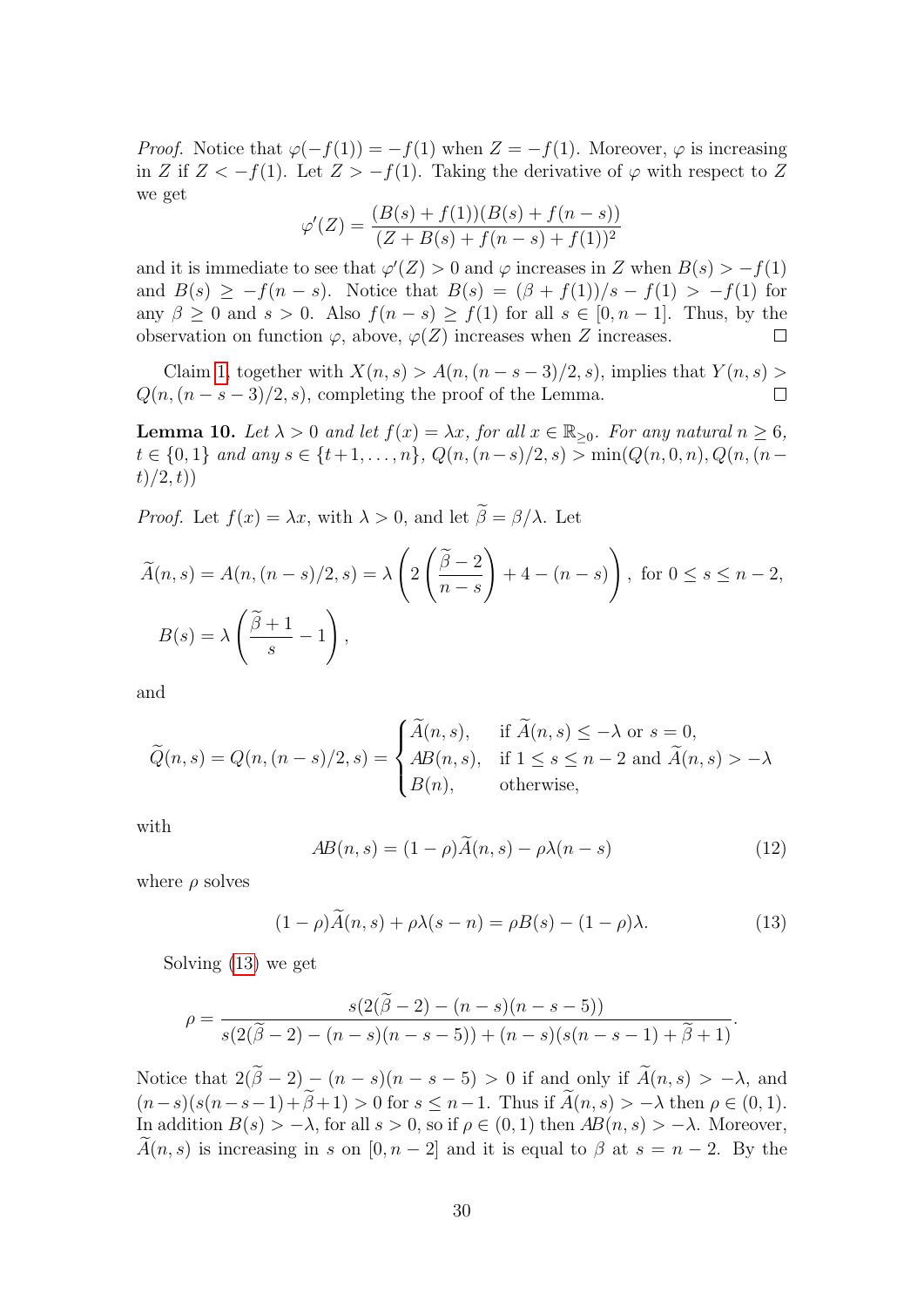*Proof.* Notice that $\varphi(-f(1)) = -f(1)$ when $Z = -f(1)$. Moreover, $\varphi$ is increasing in $Z$ if $Z < -f(1)$. Let $Z > -f(1)$. Taking the derivative of $\varphi$ with respect to $Z$ we get

$$\varphi'(Z) = \frac{(B(s) + f(1))(B(s) + f(n-s))}{(Z + B(s) + f(n-s) + f(1))^2}$$

and it is immediate to see that $\varphi'(Z) > 0$ and $\varphi$ increases in $Z$ when $B(s) > -f(1)$ and $B(s) \geq -f(n-s)$. Notice that $B(s) = (\beta + f(1))/s - f(1) > -f(1)$ for any $\beta \geq 0$ and $s > 0$. Also $f(n-s) \geq f(1)$ for all $s \in [0, n-1]$. Thus, by the observation on function $\varphi$, above, $\varphi(Z)$ increases when $Z$ increases. $\square$

Claim 1, together with $X(n,s) > A(n, (n-s-3)/2, s)$, implies that $Y(n,s) > Q(n, (n-s-3)/2, s)$, completing the proof of the Lemma. $\square$

**Lemma 10.** *Let $\lambda > 0$ and let $f(x) = \lambda x$, for all $x \in \mathbb{R}_{\geq 0}$. For any natural $n \geq 6$, $t \in \{0,1\}$ and any $s \in \{t+1, \dots, n\}$, $Q(n, (n-s)/2, s) > \min(Q(n,0,n), Q(n,(n-t)/2,t))$*

*Proof.* Let $f(x) = \lambda x$, with $\lambda > 0$, and let $\widetilde{\beta} = \beta/\lambda$. Let

$$\widetilde{A}(n,s) = A(n,(n-s)/2,s) = \lambda\left(2\left(\frac{\widetilde{\beta}-2}{n-s}\right) + 4 - (n-s)\right), \text{ for } 0 \leq s \leq n-2,$$

$$B(s) = \lambda\left(\frac{\widetilde{\beta}+1}{s} - 1\right),$$

and

$$\widetilde{Q}(n,s) = Q(n,(n-s)/2,s) = \begin{cases} \widetilde{A}(n,s), & \text{if } \widetilde{A}(n,s) \leq -\lambda \text{ or } s = 0, \\ AB(n,s), & \text{if } 1 \leq s \leq n-2 \text{ and } \widetilde{A}(n,s) > -\lambda \\ B(n), & \text{otherwise,} \end{cases}$$

with

$$AB(n,s) = (1-\rho)\widetilde{A}(n,s) - \rho\lambda(n-s) \tag{12}$$

where $\rho$ solves

$$(1-\rho)\widetilde{A}(n,s) + \rho\lambda(s-n) = \rho B(s) - (1-\rho)\lambda. \tag{13}$$

Solving (13) we get

$$\rho = \frac{s(2(\widetilde{\beta}-2) - (n-s)(n-s-5))}{s(2(\widetilde{\beta}-2) - (n-s)(n-s-5)) + (n-s)(s(n-s-1) + \widetilde{\beta}+1)}.$$

Notice that $2(\widetilde{\beta}-2) - (n-s)(n-s-5) > 0$ if and only if $\widetilde{A}(n,s) > -\lambda$, and $(n-s)(s(n-s-1)+\widetilde{\beta}+1) > 0$ for $s \leq n-1$. Thus if $\widetilde{A}(n,s) > -\lambda$ then $\rho \in (0,1)$. In addition $B(s) > -\lambda$, for all $s > 0$, so if $\rho \in (0,1)$ then $AB(n,s) > -\lambda$. Moreover, $\widetilde{A}(n,s)$ is increasing in $s$ on $[0, n-2]$ and it is equal to $\beta$ at $s = n-2$. By the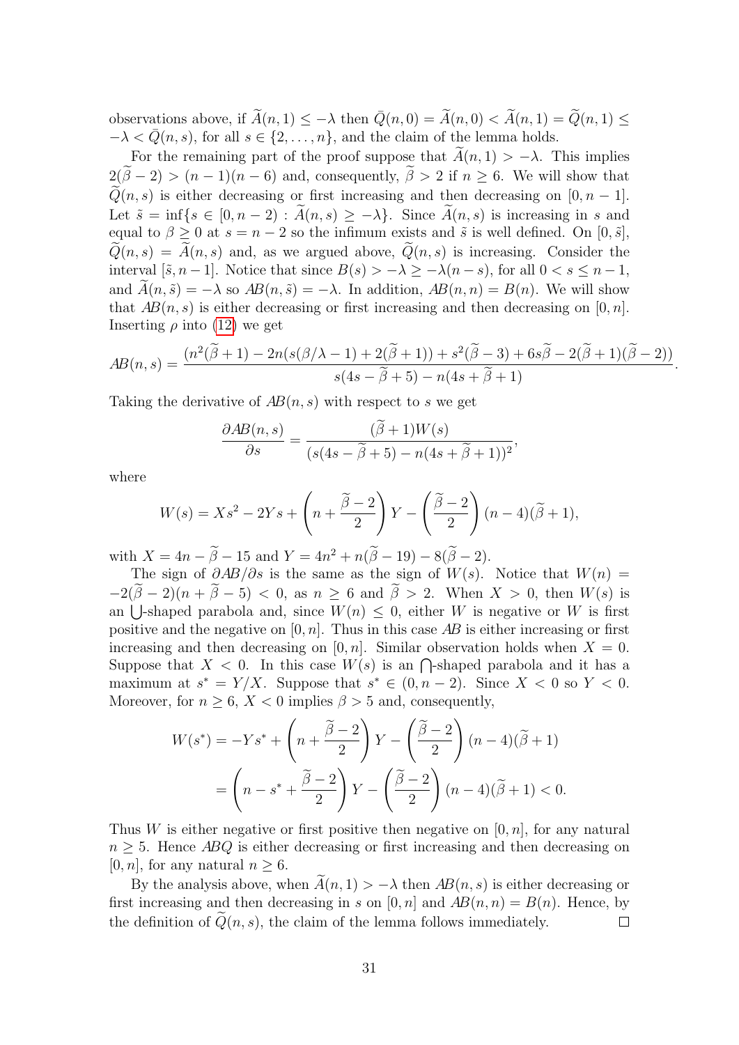observations above, if $\widetilde{A}(n,1) \leq -\lambda$ then $\bar{Q}(n,0) = \widetilde{A}(n,0) < \widetilde{A}(n,1) = \widetilde{Q}(n,1) \leq -\lambda < \bar{Q}(n,s)$, for all $s \in \{2,\ldots,n\}$, and the claim of the lemma holds.

For the remaining part of the proof suppose that $\widetilde{A}(n,1) > -\lambda$. This implies $2(\widetilde{\beta}-2) > (n-1)(n-6)$ and, consequently, $\widetilde{\beta} > 2$ if $n \geq 6$. We will show that $\widetilde{Q}(n,s)$ is either decreasing or first increasing and then decreasing on $[0,n-1]$. Let $\tilde{s} = \inf\{s \in [0,n-2) : \widetilde{A}(n,s) \geq -\lambda\}$. Since $\widetilde{A}(n,s)$ is increasing in $s$ and equal to $\beta \geq 0$ at $s = n-2$ so the infimum exists and $\tilde{s}$ is well defined. On $[0,\tilde{s}]$, $\widetilde{Q}(n,s) = \widetilde{A}(n,s)$ and, as we argued above, $\widetilde{Q}(n,s)$ is increasing. Consider the interval $[\tilde{s},n-1]$. Notice that since $B(s) > -\lambda \geq -\lambda(n-s)$, for all $0 < s \leq n-1$, and $\widetilde{A}(n,\tilde{s}) = -\lambda$ so $AB(n,\tilde{s}) = -\lambda$. In addition, $AB(n,n) = B(n)$. We will show that $AB(n,s)$ is either decreasing or first increasing and then decreasing on $[0,n]$. Inserting $\rho$ into (12) we get

$$AB(n,s) = \frac{(n^2(\widetilde{\beta}+1) - 2n(s(\beta/\lambda - 1) + 2(\widetilde{\beta}+1)) + s^2(\widetilde{\beta}-3) + 6s\widetilde{\beta} - 2(\widetilde{\beta}+1)(\widetilde{\beta}-2))}{s(4s-\widetilde{\beta}+5) - n(4s+\widetilde{\beta}+1)}.$$

Taking the derivative of $AB(n,s)$ with respect to $s$ we get

$$\frac{\partial AB(n,s)}{\partial s} = \frac{(\widetilde{\beta}+1)W(s)}{(s(4s-\widetilde{\beta}+5) - n(4s+\widetilde{\beta}+1))^2},$$

where

$$W(s) = Xs^2 - 2Ys + \left(n + \frac{\widetilde{\beta}-2}{2}\right)Y - \left(\frac{\widetilde{\beta}-2}{2}\right)(n-4)(\widetilde{\beta}+1),$$

with $X = 4n - \widetilde{\beta} - 15$ and $Y = 4n^2 + n(\widetilde{\beta}-19) - 8(\widetilde{\beta}-2)$.

The sign of $\partial AB/\partial s$ is the same as the sign of $W(s)$. Notice that $W(n) = -2(\widetilde{\beta}-2)(n+\widetilde{\beta}-5) < 0$, as $n \geq 6$ and $\widetilde{\beta} > 2$. When $X > 0$, then $W(s)$ is an $\bigcup$-shaped parabola and, since $W(n) \leq 0$, either $W$ is negative or $W$ is first positive and the negative on $[0,n]$. Thus in this case $AB$ is either increasing or first increasing and then decreasing on $[0,n]$. Similar observation holds when $X = 0$. Suppose that $X < 0$. In this case $W(s)$ is an $\bigcap$-shaped parabola and it has a maximum at $s^* = Y/X$. Suppose that $s^* \in (0,n-2)$. Since $X < 0$ so $Y < 0$. Moreover, for $n \geq 6$, $X < 0$ implies $\beta > 5$ and, consequently,

$$\begin{aligned}
W(s^*) &= -Ys^* + \left(n + \frac{\widetilde{\beta}-2}{2}\right)Y - \left(\frac{\widetilde{\beta}-2}{2}\right)(n-4)(\widetilde{\beta}+1) \\
&= \left(n - s^* + \frac{\widetilde{\beta}-2}{2}\right)Y - \left(\frac{\widetilde{\beta}-2}{2}\right)(n-4)(\widetilde{\beta}+1) < 0.
\end{aligned}$$

Thus $W$ is either negative or first positive then negative on $[0,n]$, for any natural $n \geq 5$. Hence $ABQ$ is either decreasing or first increasing and then decreasing on $[0,n]$, for any natural $n \geq 6$.

By the analysis above, when $\widetilde{A}(n,1) > -\lambda$ then $AB(n,s)$ is either decreasing or first increasing and then decreasing in $s$ on $[0,n]$ and $AB(n,n) = B(n)$. Hence, by the definition of $\widetilde{Q}(n,s)$, the claim of the lemma follows immediately. □